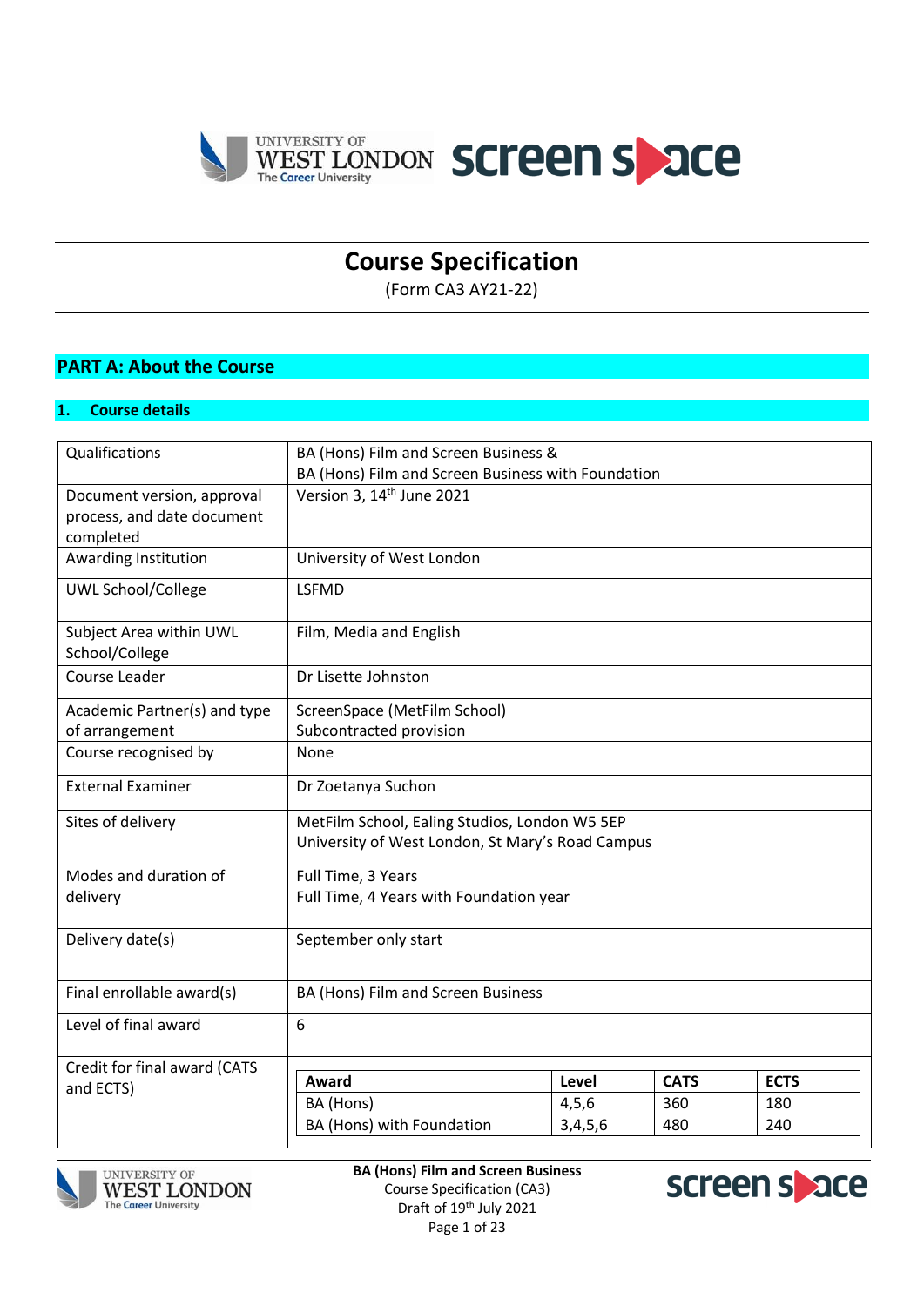# Course Specification

(Form CA3 AY21-22)

## PART A: About the Course

### 1. Course details

| | |
|---|---|
| Qualifications | BA (Hons) Film and Screen Business &<br>BA (Hons) Film and Screen Business with Foundation |
| Document version, approval process, and date document completed | Version 3, 14th June 2021 |
| Awarding Institution | University of West London |
| UWL School/College | LSFMD |
| Subject Area within UWL School/College | Film, Media and English |
| Course Leader | Dr Lisette Johnston |
| Academic Partner(s) and type of arrangement | ScreenSpace (MetFilm School)<br>Subcontracted provision |
| Course recognised by | None |
| External Examiner | Dr Zoetanya Suchon |
| Sites of delivery | MetFilm School, Ealing Studios, London W5 5EP<br>University of West London, St Mary's Road Campus |
| Modes and duration of delivery | Full Time, 3 Years<br>Full Time, 4 Years with Foundation year |
| Delivery date(s) | September only start |
| Final enrollable award(s) | BA (Hons) Film and Screen Business |
| Level of final award | 6 |
| Credit for final award (CATS and ECTS) | See table below |

| Award | Level | CATS | ECTS |
|---|---|---|---|
| BA (Hons) | 4,5,6 | 360 | 180 |
| BA (Hons) with Foundation | 3,4,5,6 | 480 | 240 |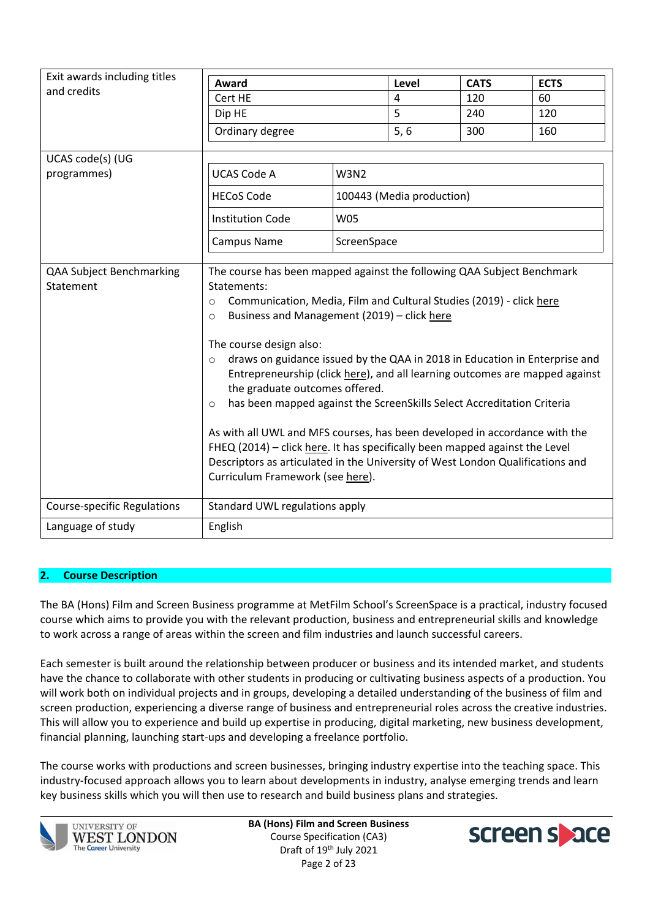| | |
|---|---|
| Exit awards including titles and credits | **Award** / **Level** / **CATS** / **ECTS**<br>Cert HE / 4 / 120 / 60<br>Dip HE / 5 / 240 / 120<br>Ordinary degree / 5, 6 / 300 / 160 |
| UCAS code(s) (UG programmes) | UCAS Code A: W3N2<br>HECoS Code: 100443 (Media production)<br>Institution Code: W05<br>Campus Name: ScreenSpace |
| QAA Subject Benchmarking Statement | The course has been mapped against the following QAA Subject Benchmark Statements:<br>○ Communication, Media, Film and Cultural Studies (2019) - click here<br>○ Business and Management (2019) – click here<br><br>The course design also:<br>○ draws on guidance issued by the QAA in 2018 in Education in Enterprise and Entrepreneurship (click here), and all learning outcomes are mapped against the graduate outcomes offered.<br>○ has been mapped against the ScreenSkills Select Accreditation Criteria<br><br>As with all UWL and MFS courses, has been developed in accordance with the FHEQ (2014) – click here. It has specifically been mapped against the Level Descriptors as articulated in the University of West London Qualifications and Curriculum Framework (see here). |
| Course-specific Regulations | Standard UWL regulations apply |
| Language of study | English |

## 2. Course Description

The BA (Hons) Film and Screen Business programme at MetFilm School's ScreenSpace is a practical, industry focused course which aims to provide you with the relevant production, business and entrepreneurial skills and knowledge to work across a range of areas within the screen and film industries and launch successful careers.

Each semester is built around the relationship between producer or business and its intended market, and students have the chance to collaborate with other students in producing or cultivating business aspects of a production. You will work both on individual projects and in groups, developing a detailed understanding of the business of film and screen production, experiencing a diverse range of business and entrepreneurial roles across the creative industries. This will allow you to experience and build up expertise in producing, digital marketing, new business development, financial planning, launching start-ups and developing a freelance portfolio.

The course works with productions and screen businesses, bringing industry expertise into the teaching space. This industry-focused approach allows you to learn about developments in industry, analyse emerging trends and learn key business skills which you will then use to research and build business plans and strategies.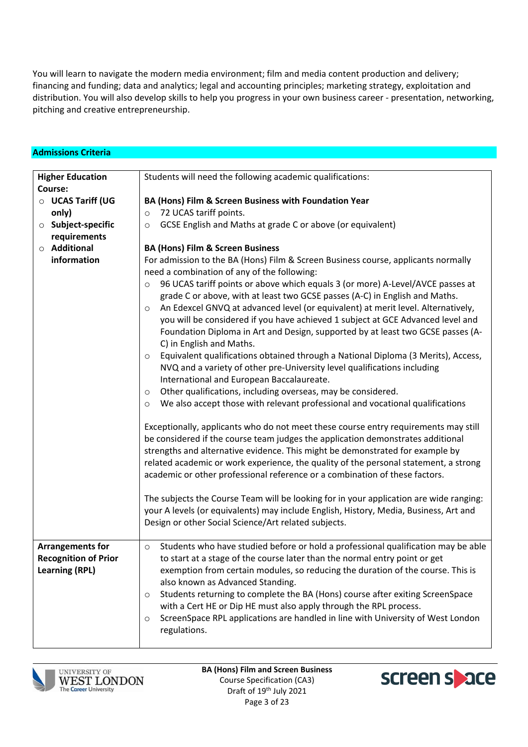You will learn to navigate the modern media environment; film and media content production and delivery; financing and funding; data and analytics; legal and accounting principles; marketing strategy, exploitation and distribution. You will also develop skills to help you progress in your own business career - presentation, networking, pitching and creative entrepreneurship.

## Admissions Criteria

| | |
|---|---|
| **Higher Education Course:**<br>○ **UCAS Tariff (UG only)**<br>○ **Subject-specific requirements**<br>○ **Additional information** | Students will need the following academic qualifications:<br><br>**BA (Hons) Film & Screen Business with Foundation Year**<br>○ 72 UCAS tariff points.<br>○ GCSE English and Maths at grade C or above (or equivalent)<br><br>**BA (Hons) Film & Screen Business**<br>For admission to the BA (Hons) Film & Screen Business course, applicants normally need a combination of any of the following:<br>○ 96 UCAS tariff points or above which equals 3 (or more) A-Level/AVCE passes at grade C or above, with at least two GCSE passes (A-C) in English and Maths.<br>○ An Edexcel GNVQ at advanced level (or equivalent) at merit level. Alternatively, you will be considered if you have achieved 1 subject at GCE Advanced level and Foundation Diploma in Art and Design, supported by at least two GCSE passes (A-C) in English and Maths.<br>○ Equivalent qualifications obtained through a National Diploma (3 Merits), Access, NVQ and a variety of other pre-University level qualifications including International and European Baccalaureate.<br>○ Other qualifications, including overseas, may be considered.<br>○ We also accept those with relevant professional and vocational qualifications<br><br>Exceptionally, applicants who do not meet these course entry requirements may still be considered if the course team judges the application demonstrates additional strengths and alternative evidence. This might be demonstrated for example by related academic or work experience, the quality of the personal statement, a strong academic or other professional reference or a combination of these factors.<br><br>The subjects the Course Team will be looking for in your application are wide ranging: your A levels (or equivalents) may include English, History, Media, Business, Art and Design or other Social Science/Art related subjects. |
| **Arrangements for Recognition of Prior Learning (RPL)** | ○ Students who have studied before or hold a professional qualification may be able to start at a stage of the course later than the normal entry point or get exemption from certain modules, so reducing the duration of the course. This is also known as Advanced Standing.<br>○ Students returning to complete the BA (Hons) course after exiting ScreenSpace with a Cert HE or Dip HE must also apply through the RPL process.<br>○ ScreenSpace RPL applications are handled in line with University of West London regulations. |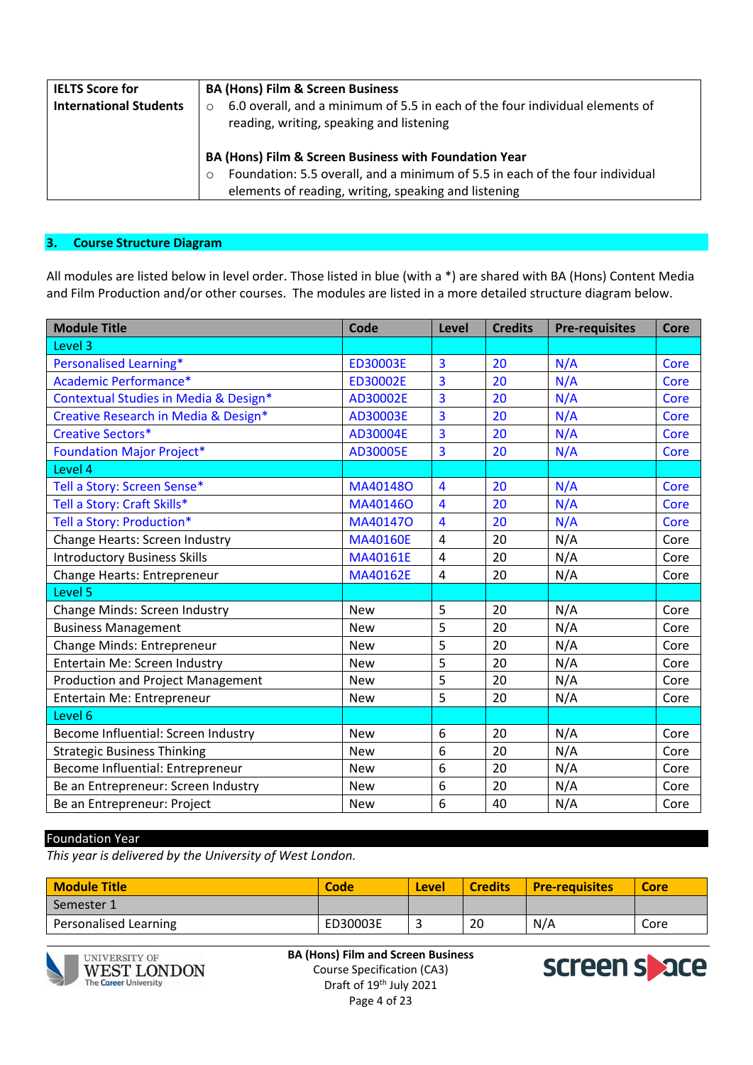| IELTS Score for International Students | **BA (Hons) Film & Screen Business**<br>○ 6.0 overall, and a minimum of 5.5 in each of the four individual elements of reading, writing, speaking and listening<br><br>**BA (Hons) Film & Screen Business with Foundation Year**<br>○ Foundation: 5.5 overall, and a minimum of 5.5 in each of the four individual elements of reading, writing, speaking and listening |
|---|---|

## 3. Course Structure Diagram

All modules are listed below in level order. Those listed in blue (with a *) are shared with BA (Hons) Content Media and Film Production and/or other courses. The modules are listed in a more detailed structure diagram below.

| Module Title | Code | Level | Credits | Pre-requisites | Core |
|---|---|---|---|---|---|
| Level 3 | | | | | |
| Personalised Learning* | ED30003E | 3 | 20 | N/A | Core |
| Academic Performance* | ED30002E | 3 | 20 | N/A | Core |
| Contextual Studies in Media & Design* | AD30002E | 3 | 20 | N/A | Core |
| Creative Research in Media & Design* | AD30003E | 3 | 20 | N/A | Core |
| Creative Sectors* | AD30004E | 3 | 20 | N/A | Core |
| Foundation Major Project* | AD30005E | 3 | 20 | N/A | Core |
| Level 4 | | | | | |
| Tell a Story: Screen Sense* | MA40148O | 4 | 20 | N/A | Core |
| Tell a Story: Craft Skills* | MA40146O | 4 | 20 | N/A | Core |
| Tell a Story: Production* | MA40147O | 4 | 20 | N/A | Core |
| Change Hearts: Screen Industry | MA40160E | 4 | 20 | N/A | Core |
| Introductory Business Skills | MA40161E | 4 | 20 | N/A | Core |
| Change Hearts: Entrepreneur | MA40162E | 4 | 20 | N/A | Core |
| Level 5 | | | | | |
| Change Minds: Screen Industry | New | 5 | 20 | N/A | Core |
| Business Management | New | 5 | 20 | N/A | Core |
| Change Minds: Entrepreneur | New | 5 | 20 | N/A | Core |
| Entertain Me: Screen Industry | New | 5 | 20 | N/A | Core |
| Production and Project Management | New | 5 | 20 | N/A | Core |
| Entertain Me: Entrepreneur | New | 5 | 20 | N/A | Core |
| Level 6 | | | | | |
| Become Influential: Screen Industry | New | 6 | 20 | N/A | Core |
| Strategic Business Thinking | New | 6 | 20 | N/A | Core |
| Become Influential: Entrepreneur | New | 6 | 20 | N/A | Core |
| Be an Entrepreneur: Screen Industry | New | 6 | 20 | N/A | Core |
| Be an Entrepreneur: Project | New | 6 | 40 | N/A | Core |

### Foundation Year

*This year is delivered by the University of West London.*

| Module Title | Code | Level | Credits | Pre-requisites | Core |
|---|---|---|---|---|---|
| Semester 1 | | | | | |
| Personalised Learning | ED30003E | 3 | 20 | N/A | Core |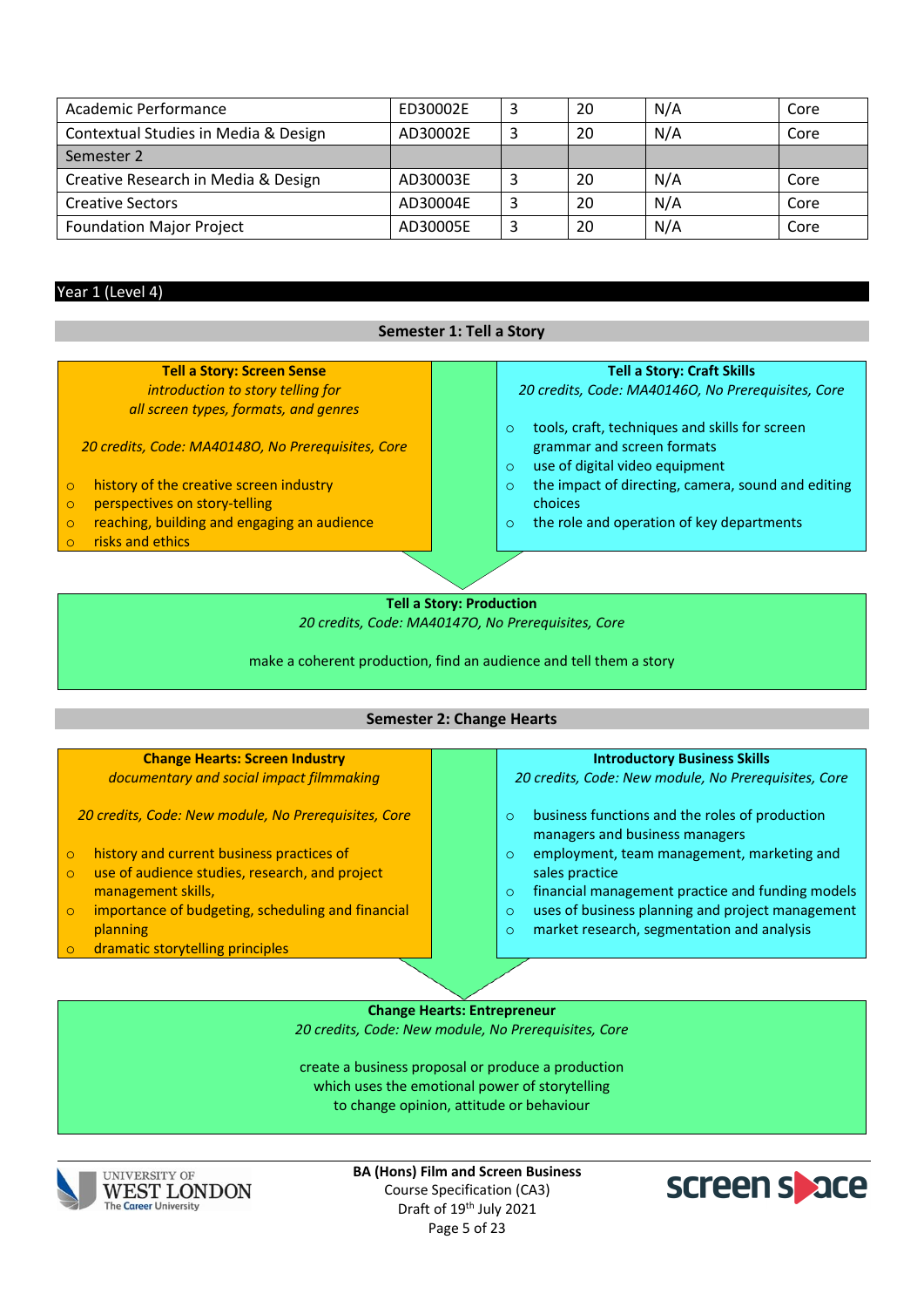| | | | | | |
|---|---|---|---|---|---|
| Academic Performance | ED30002E | 3 | 20 | N/A | Core |
| Contextual Studies in Media & Design | AD30002E | 3 | 20 | N/A | Core |
| Semester 2 | | | | | |
| Creative Research in Media & Design | AD30003E | 3 | 20 | N/A | Core |
| Creative Sectors | AD30004E | 3 | 20 | N/A | Core |
| Foundation Major Project | AD30005E | 3 | 20 | N/A | Core |

## Year 1 (Level 4)

### Semester 1: Tell a Story

**Tell a Story: Screen Sense**

*introduction to story telling for all screen types, formats, and genres*

*20 credits, Code: MA40148O, No Prerequisites, Core*

- history of the creative screen industry
- perspectives on story-telling
- reaching, building and engaging an audience
- risks and ethics

**Tell a Story: Craft Skills**

*20 credits, Code: MA40146O, No Prerequisites, Core*

- tools, craft, techniques and skills for screen grammar and screen formats
- use of digital video equipment
- the impact of directing, camera, sound and editing choices
- the role and operation of key departments

**Tell a Story: Production**

*20 credits, Code: MA40147O, No Prerequisites, Core*

make a coherent production, find an audience and tell them a story

### Semester 2: Change Hearts

**Change Hearts: Screen Industry**

*documentary and social impact filmmaking*

*20 credits, Code: New module, No Prerequisites, Core*

- history and current business practices of
- use of audience studies, research, and project management skills,
- importance of budgeting, scheduling and financial planning
- dramatic storytelling principles

**Introductory Business Skills**

*20 credits, Code: New module, No Prerequisites, Core*

- business functions and the roles of production managers and business managers
- employment, team management, marketing and sales practice
- financial management practice and funding models
- uses of business planning and project management
- market research, segmentation and analysis

**Change Hearts: Entrepreneur**

*20 credits, Code: New module, No Prerequisites, Core*

create a business proposal or produce a production which uses the emotional power of storytelling to change opinion, attitude or behaviour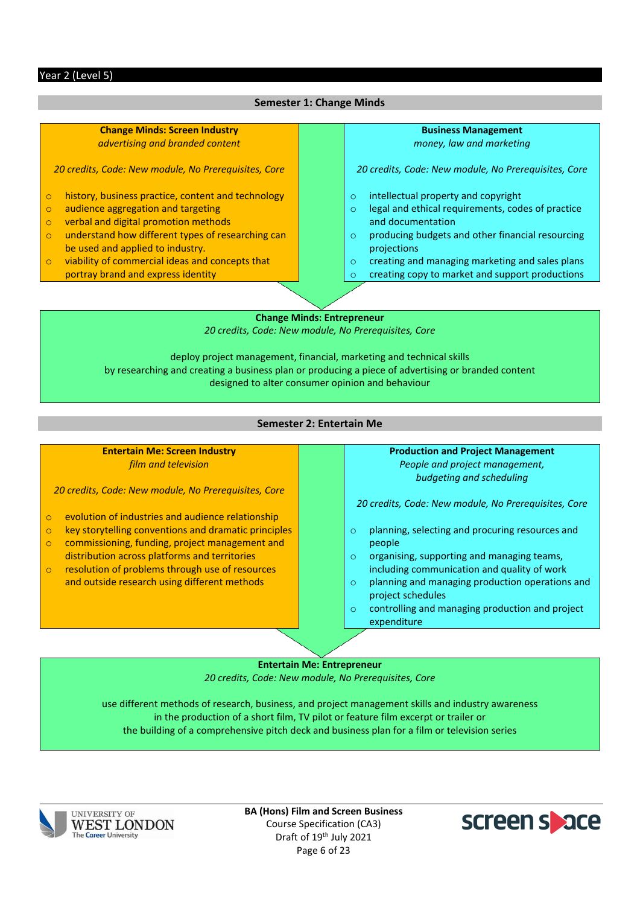## Year 2 (Level 5)

### Semester 1: Change Minds

**Change Minds: Screen Industry**
*advertising and branded content*

*20 credits, Code: New module, No Prerequisites, Core*

- history, business practice, content and technology
- audience aggregation and targeting
- verbal and digital promotion methods
- understand how different types of researching can be used and applied to industry.
- viability of commercial ideas and concepts that portray brand and express identity

**Business Management**
*money, law and marketing*

*20 credits, Code: New module, No Prerequisites, Core*

- intellectual property and copyright
- legal and ethical requirements, codes of practice and documentation
- producing budgets and other financial resourcing projections
- creating and managing marketing and sales plans
- creating copy to market and support productions

**Change Minds: Entrepreneur**
*20 credits, Code: New module, No Prerequisites, Core*

deploy project management, financial, marketing and technical skills by researching and creating a business plan or producing a piece of advertising or branded content designed to alter consumer opinion and behaviour

### Semester 2: Entertain Me

**Entertain Me: Screen Industry**
*film and television*

*20 credits, Code: New module, No Prerequisites, Core*

- evolution of industries and audience relationship
- key storytelling conventions and dramatic principles
- commissioning, funding, project management and distribution across platforms and territories
- resolution of problems through use of resources and outside research using different methods

**Production and Project Management**
*People and project management, budgeting and scheduling*

*20 credits, Code: New module, No Prerequisites, Core*

- planning, selecting and procuring resources and people
- organising, supporting and managing teams, including communication and quality of work
- planning and managing production operations and project schedules
- controlling and managing production and project expenditure

**Entertain Me: Entrepreneur**
*20 credits, Code: New module, No Prerequisites, Core*

use different methods of research, business, and project management skills and industry awareness in the production of a short film, TV pilot or feature film excerpt or trailer or the building of a comprehensive pitch deck and business plan for a film or television series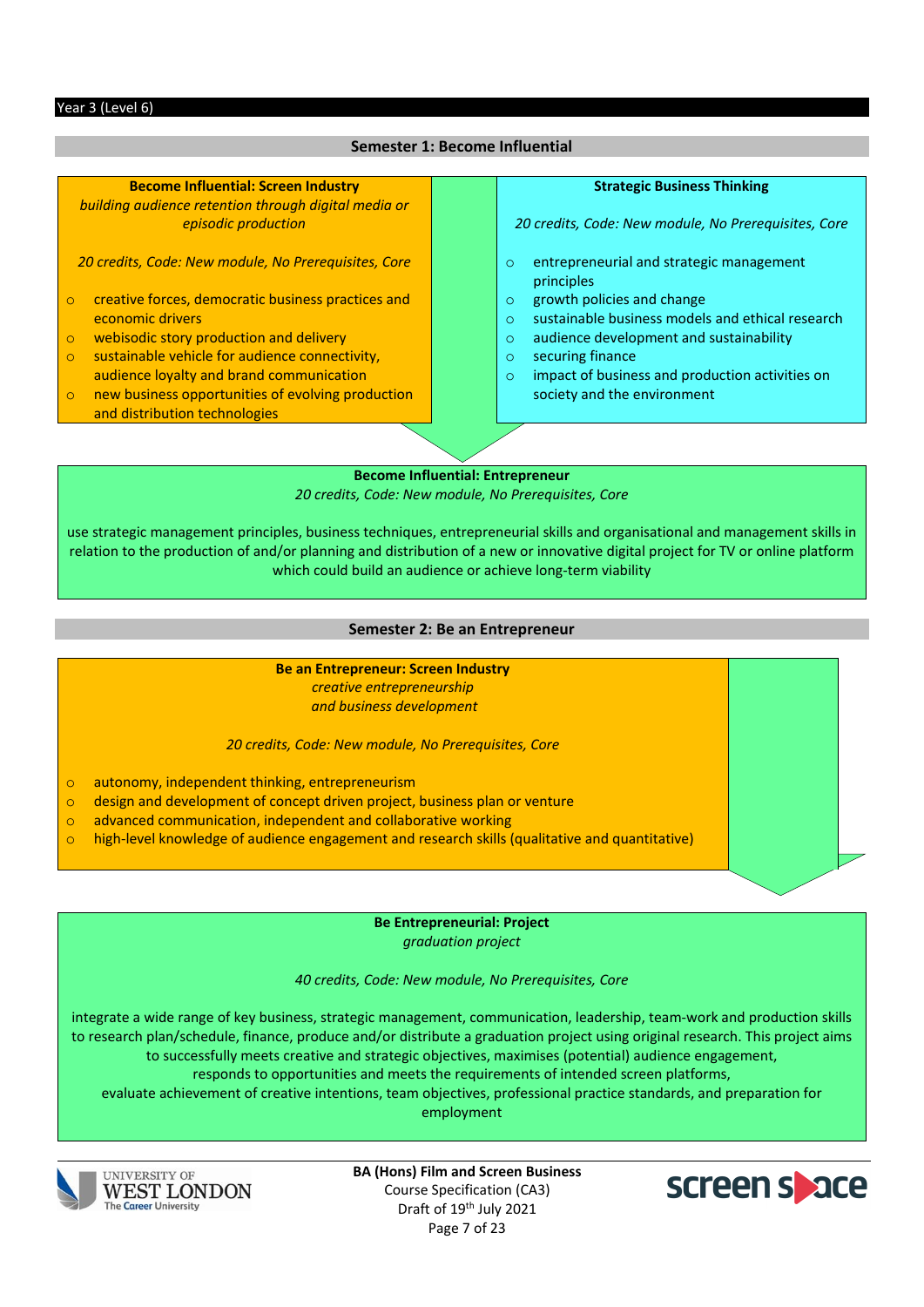Year 3 (Level 6)

## Semester 1: Become Influential

### Become Influential: Screen Industry

*building audience retention through digital media or episodic production*

*20 credits, Code: New module, No Prerequisites, Core*

- creative forces, democratic business practices and economic drivers
- webisodic story production and delivery
- sustainable vehicle for audience connectivity, audience loyalty and brand communication
- new business opportunities of evolving production and distribution technologies

### Strategic Business Thinking

*20 credits, Code: New module, No Prerequisites, Core*

- entrepreneurial and strategic management principles
- growth policies and change
- sustainable business models and ethical research
- audience development and sustainability
- securing finance
- impact of business and production activities on society and the environment

### Become Influential: Entrepreneur

*20 credits, Code: New module, No Prerequisites, Core*

use strategic management principles, business techniques, entrepreneurial skills and organisational and management skills in relation to the production of and/or planning and distribution of a new or innovative digital project for TV or online platform which could build an audience or achieve long-term viability

## Semester 2: Be an Entrepreneur

### Be an Entrepreneur: Screen Industry

*creative entrepreneurship and business development*

*20 credits, Code: New module, No Prerequisites, Core*

- autonomy, independent thinking, entrepreneurism
- design and development of concept driven project, business plan or venture
- advanced communication, independent and collaborative working
- high-level knowledge of audience engagement and research skills (qualitative and quantitative)

### Be Entrepreneurial: Project

*graduation project*

*40 credits, Code: New module, No Prerequisites, Core*

integrate a wide range of key business, strategic management, communication, leadership, team-work and production skills to research plan/schedule, finance, produce and/or distribute a graduation project using original research. This project aims to successfully meets creative and strategic objectives, maximises (potential) audience engagement, responds to opportunities and meets the requirements of intended screen platforms, evaluate achievement of creative intentions, team objectives, professional practice standards, and preparation for employment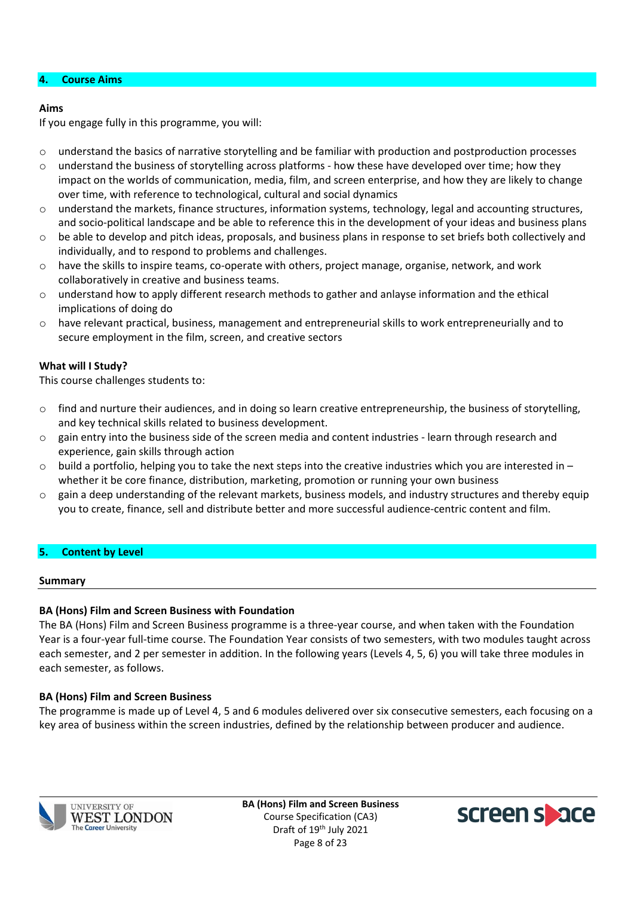## 4. Course Aims

**Aims**

If you engage fully in this programme, you will:

- understand the basics of narrative storytelling and be familiar with production and postproduction processes
- understand the business of storytelling across platforms - how these have developed over time; how they impact on the worlds of communication, media, film, and screen enterprise, and how they are likely to change over time, with reference to technological, cultural and social dynamics
- understand the markets, finance structures, information systems, technology, legal and accounting structures, and socio-political landscape and be able to reference this in the development of your ideas and business plans
- be able to develop and pitch ideas, proposals, and business plans in response to set briefs both collectively and individually, and to respond to problems and challenges.
- have the skills to inspire teams, co-operate with others, project manage, organise, network, and work collaboratively in creative and business teams.
- understand how to apply different research methods to gather and anlayse information and the ethical implications of doing do
- have relevant practical, business, management and entrepreneurial skills to work entrepreneurially and to secure employment in the film, screen, and creative sectors

**What will I Study?**

This course challenges students to:

- find and nurture their audiences, and in doing so learn creative entrepreneurship, the business of storytelling, and key technical skills related to business development.
- gain entry into the business side of the screen media and content industries - learn through research and experience, gain skills through action
- build a portfolio, helping you to take the next steps into the creative industries which you are interested in – whether it be core finance, distribution, marketing, promotion or running your own business
- gain a deep understanding of the relevant markets, business models, and industry structures and thereby equip you to create, finance, sell and distribute better and more successful audience-centric content and film.

## 5. Content by Level

**Summary**

**BA (Hons) Film and Screen Business with Foundation**

The BA (Hons) Film and Screen Business programme is a three-year course, and when taken with the Foundation Year is a four-year full-time course. The Foundation Year consists of two semesters, with two modules taught across each semester, and 2 per semester in addition. In the following years (Levels 4, 5, 6) you will take three modules in each semester, as follows.

**BA (Hons) Film and Screen Business**

The programme is made up of Level 4, 5 and 6 modules delivered over six consecutive semesters, each focusing on a key area of business within the screen industries, defined by the relationship between producer and audience.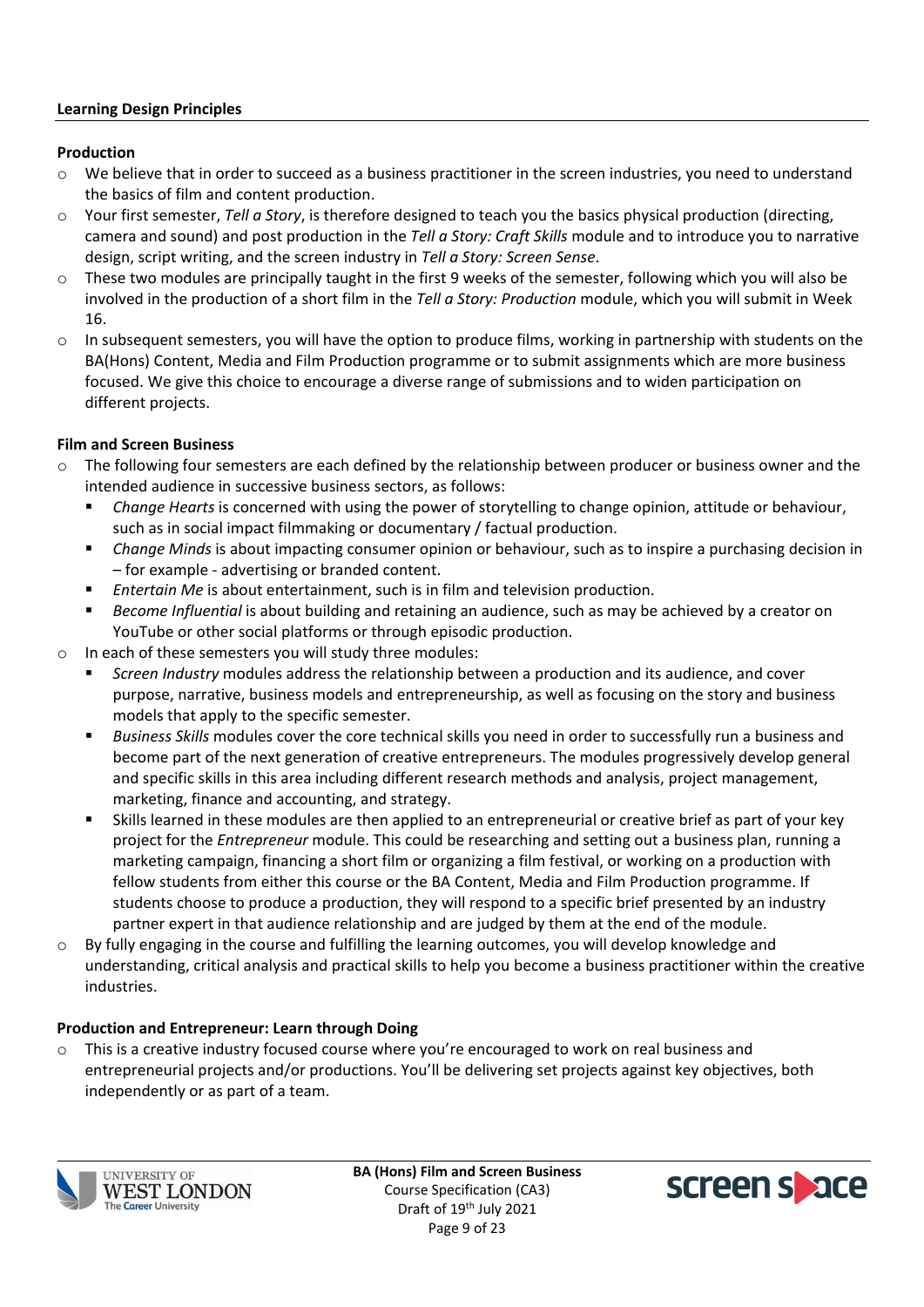**Learning Design Principles**

**Production**

- We believe that in order to succeed as a business practitioner in the screen industries, you need to understand the basics of film and content production.
- Your first semester, *Tell a Story*, is therefore designed to teach you the basics physical production (directing, camera and sound) and post production in the *Tell a Story: Craft Skills* module and to introduce you to narrative design, script writing, and the screen industry in *Tell a Story: Screen Sense*.
- These two modules are principally taught in the first 9 weeks of the semester, following which you will also be involved in the production of a short film in the *Tell a Story: Production* module, which you will submit in Week 16.
- In subsequent semesters, you will have the option to produce films, working in partnership with students on the BA(Hons) Content, Media and Film Production programme or to submit assignments which are more business focused. We give this choice to encourage a diverse range of submissions and to widen participation on different projects.

**Film and Screen Business**

- The following four semesters are each defined by the relationship between producer or business owner and the intended audience in successive business sectors, as follows:
  - *Change Hearts* is concerned with using the power of storytelling to change opinion, attitude or behaviour, such as in social impact filmmaking or documentary / factual production.
  - *Change Minds* is about impacting consumer opinion or behaviour, such as to inspire a purchasing decision in – for example - advertising or branded content.
  - *Entertain Me* is about entertainment, such is in film and television production.
  - *Become Influential* is about building and retaining an audience, such as may be achieved by a creator on YouTube or other social platforms or through episodic production.
- In each of these semesters you will study three modules:
  - *Screen Industry* modules address the relationship between a production and its audience, and cover purpose, narrative, business models and entrepreneurship, as well as focusing on the story and business models that apply to the specific semester.
  - *Business Skills* modules cover the core technical skills you need in order to successfully run a business and become part of the next generation of creative entrepreneurs. The modules progressively develop general and specific skills in this area including different research methods and analysis, project management, marketing, finance and accounting, and strategy.
  - Skills learned in these modules are then applied to an entrepreneurial or creative brief as part of your key project for the *Entrepreneur* module. This could be researching and setting out a business plan, running a marketing campaign, financing a short film or organizing a film festival, or working on a production with fellow students from either this course or the BA Content, Media and Film Production programme. If students choose to produce a production, they will respond to a specific brief presented by an industry partner expert in that audience relationship and are judged by them at the end of the module.
- By fully engaging in the course and fulfilling the learning outcomes, you will develop knowledge and understanding, critical analysis and practical skills to help you become a business practitioner within the creative industries.

**Production and Entrepreneur: Learn through Doing**

- This is a creative industry focused course where you're encouraged to work on real business and entrepreneurial projects and/or productions. You'll be delivering set projects against key objectives, both independently or as part of a team.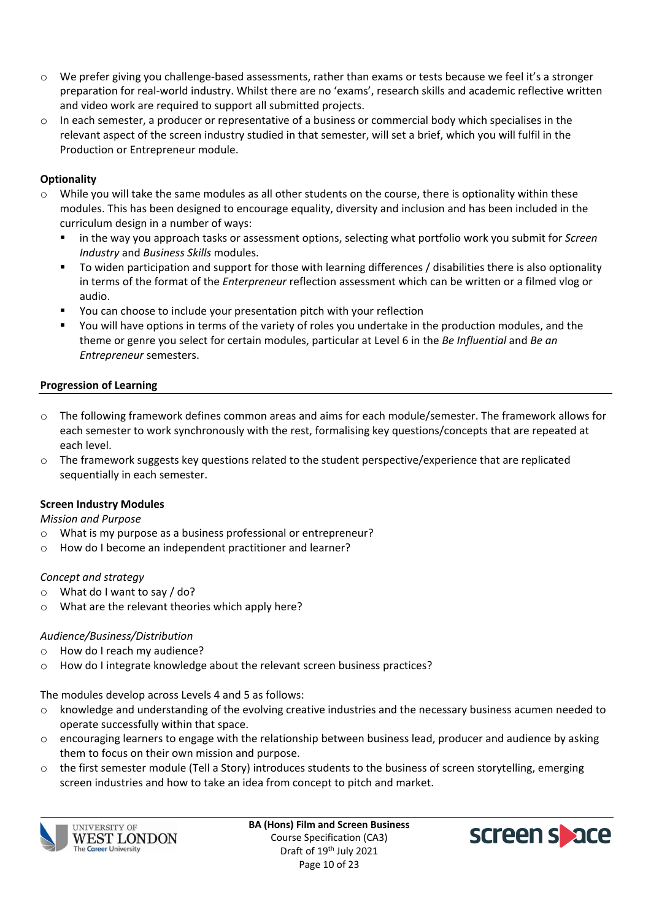- We prefer giving you challenge-based assessments, rather than exams or tests because we feel it's a stronger preparation for real-world industry. Whilst there are no 'exams', research skills and academic reflective written and video work are required to support all submitted projects.
- In each semester, a producer or representative of a business or commercial body which specialises in the relevant aspect of the screen industry studied in that semester, will set a brief, which you will fulfil in the Production or Entrepreneur module.

**Optionality**

- While you will take the same modules as all other students on the course, there is optionality within these modules. This has been designed to encourage equality, diversity and inclusion and has been included in the curriculum design in a number of ways:
  - in the way you approach tasks or assessment options, selecting what portfolio work you submit for *Screen Industry* and *Business Skills* modules.
  - To widen participation and support for those with learning differences / disabilities there is also optionality in terms of the format of the *Enterpreneur* reflection assessment which can be written or a filmed vlog or audio.
  - You can choose to include your presentation pitch with your reflection
  - You will have options in terms of the variety of roles you undertake in the production modules, and the theme or genre you select for certain modules, particular at Level 6 in the *Be Influential* and *Be an Entrepreneur* semesters.

**Progression of Learning**

- The following framework defines common areas and aims for each module/semester. The framework allows for each semester to work synchronously with the rest, formalising key questions/concepts that are repeated at each level.
- The framework suggests key questions related to the student perspective/experience that are replicated sequentially in each semester.

**Screen Industry Modules**

*Mission and Purpose*

- What is my purpose as a business professional or entrepreneur?
- How do I become an independent practitioner and learner?

*Concept and strategy*

- What do I want to say / do?
- What are the relevant theories which apply here?

*Audience/Business/Distribution*

- How do I reach my audience?
- How do I integrate knowledge about the relevant screen business practices?

The modules develop across Levels 4 and 5 as follows:

- knowledge and understanding of the evolving creative industries and the necessary business acumen needed to operate successfully within that space.
- encouraging learners to engage with the relationship between business lead, producer and audience by asking them to focus on their own mission and purpose.
- the first semester module (Tell a Story) introduces students to the business of screen storytelling, emerging screen industries and how to take an idea from concept to pitch and market.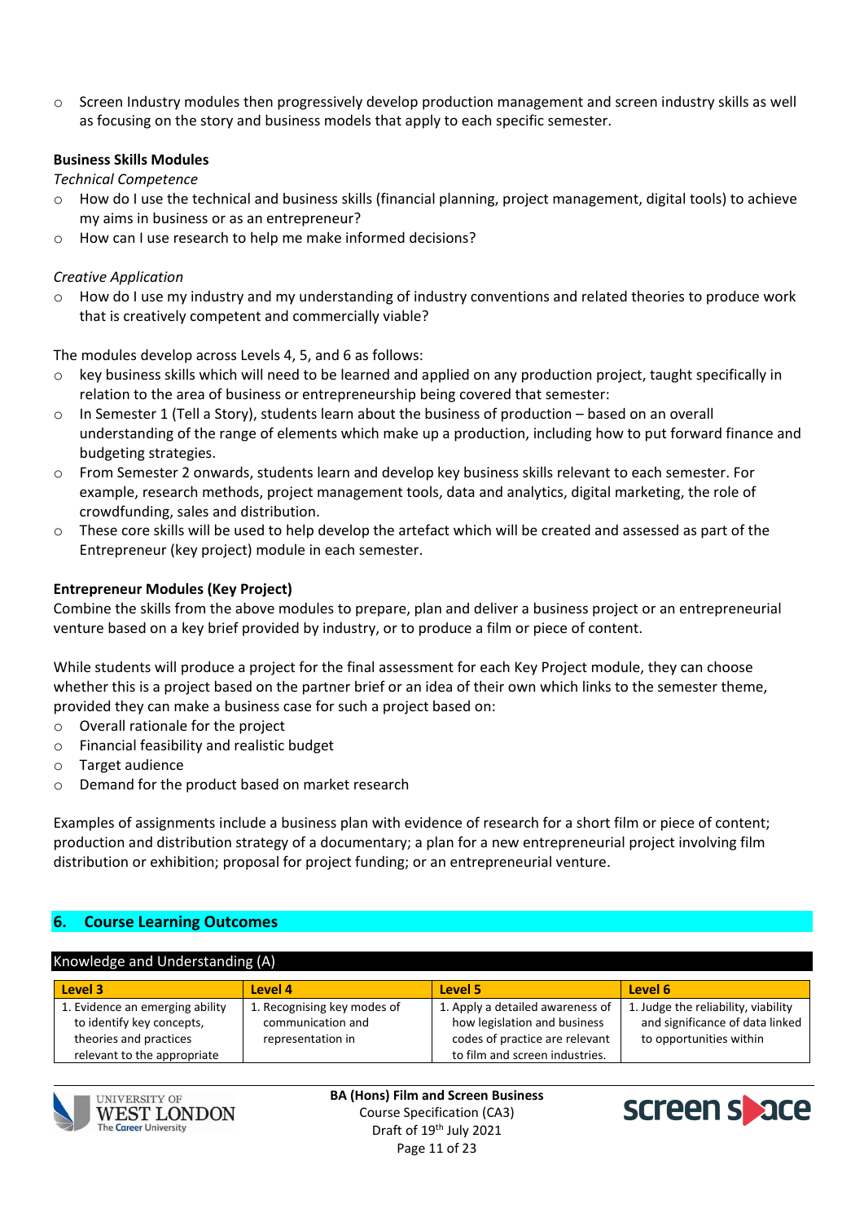- Screen Industry modules then progressively develop production management and screen industry skills as well as focusing on the story and business models that apply to each specific semester.

**Business Skills Modules**

*Technical Competence*

- How do I use the technical and business skills (financial planning, project management, digital tools) to achieve my aims in business or as an entrepreneur?
- How can I use research to help me make informed decisions?

*Creative Application*

- How do I use my industry and my understanding of industry conventions and related theories to produce work that is creatively competent and commercially viable?

The modules develop across Levels 4, 5, and 6 as follows:

- key business skills which will need to be learned and applied on any production project, taught specifically in relation to the area of business or entrepreneurship being covered that semester:
- In Semester 1 (Tell a Story), students learn about the business of production – based on an overall understanding of the range of elements which make up a production, including how to put forward finance and budgeting strategies.
- From Semester 2 onwards, students learn and develop key business skills relevant to each semester. For example, research methods, project management tools, data and analytics, digital marketing, the role of crowdfunding, sales and distribution.
- These core skills will be used to help develop the artefact which will be created and assessed as part of the Entrepreneur (key project) module in each semester.

**Entrepreneur Modules (Key Project)**

Combine the skills from the above modules to prepare, plan and deliver a business project or an entrepreneurial venture based on a key brief provided by industry, or to produce a film or piece of content.

While students will produce a project for the final assessment for each Key Project module, they can choose whether this is a project based on the partner brief or an idea of their own which links to the semester theme, provided they can make a business case for such a project based on:

- Overall rationale for the project
- Financial feasibility and realistic budget
- Target audience
- Demand for the product based on market research

Examples of assignments include a business plan with evidence of research for a short film or piece of content; production and distribution strategy of a documentary; a plan for a new entrepreneurial project involving film distribution or exhibition; proposal for project funding; or an entrepreneurial venture.

## 6. Course Learning Outcomes

Knowledge and Understanding (A)

| Level 3 | Level 4 | Level 5 | Level 6 |
|---|---|---|---|
| 1. Evidence an emerging ability to identify key concepts, theories and practices relevant to the appropriate | 1. Recognising key modes of communication and representation in | 1. Apply a detailed awareness of how legislation and business codes of practice are relevant to film and screen industries. | 1. Judge the reliability, viability and significance of data linked to opportunities within |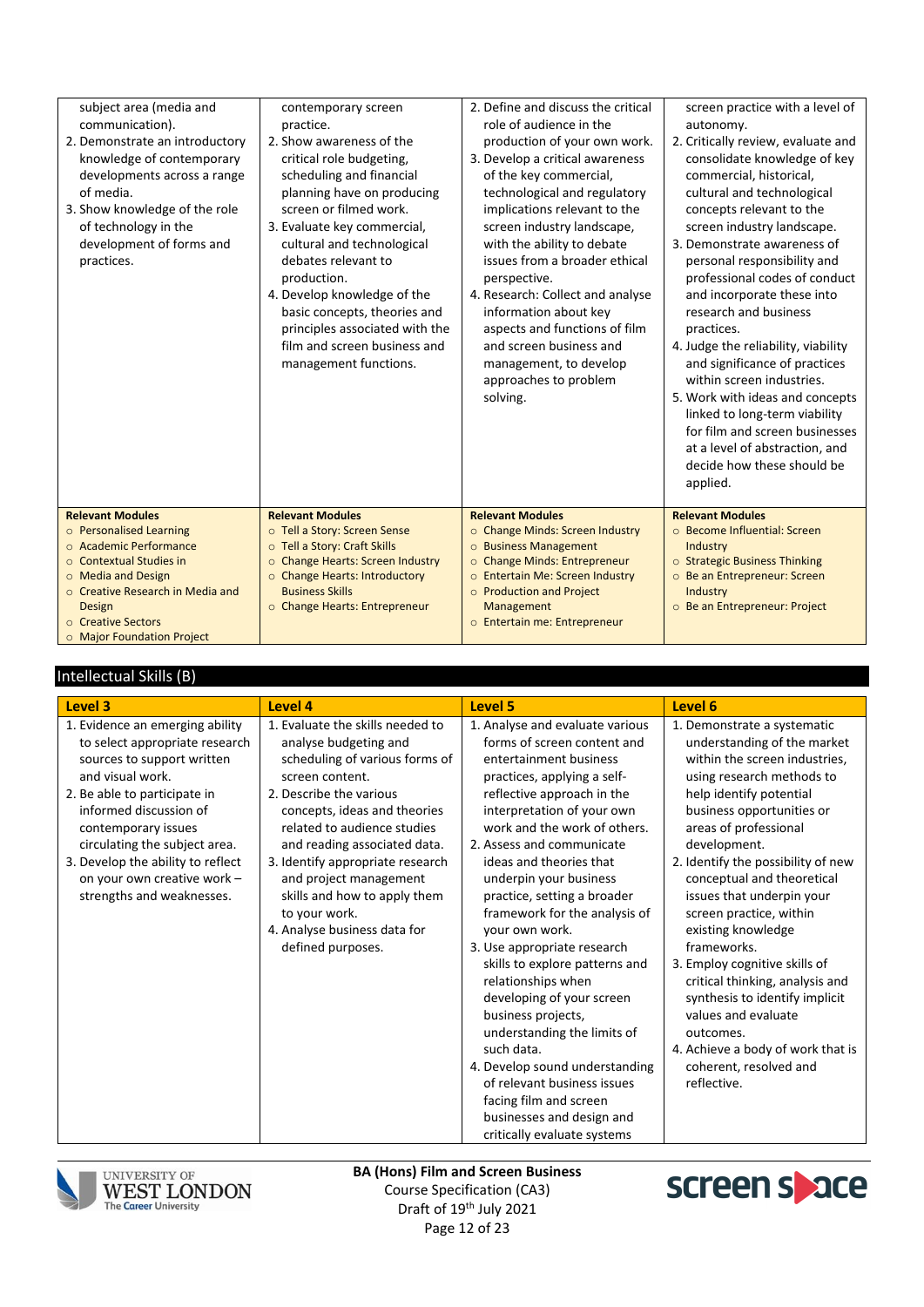| | | | |
|---|---|---|---|
| subject area (media and communication).<br>2. Demonstrate an introductory knowledge of contemporary developments across a range of media.<br>3. Show knowledge of the role of technology in the development of forms and practices. | contemporary screen practice.<br>2. Show awareness of the critical role budgeting, scheduling and financial planning have on producing screen or filmed work.<br>3. Evaluate key commercial, cultural and technological debates relevant to production.<br>4. Develop knowledge of the basic concepts, theories and principles associated with the film and screen business and management functions. | 2. Define and discuss the critical role of audience in the production of your own work.<br>3. Develop a critical awareness of the key commercial, technological and regulatory implications relevant to the screen industry landscape, with the ability to debate issues from a broader ethical perspective.<br>4. Research: Collect and analyse information about key aspects and functions of film and screen business and management, to develop approaches to problem solving. | screen practice with a level of autonomy.<br>2. Critically review, evaluate and consolidate knowledge of key commercial, historical, cultural and technological concepts relevant to the screen industry landscape.<br>3. Demonstrate awareness of personal responsibility and professional codes of conduct and incorporate these into research and business practices.<br>4. Judge the reliability, viability and significance of practices within screen industries.<br>5. Work with ideas and concepts linked to long-term viability for film and screen businesses at a level of abstraction, and decide how these should be applied. |
| **Relevant Modules**<br>○ Personalised Learning<br>○ Academic Performance<br>○ Contextual Studies in Media and Design<br>○ Creative Research in Media and Design<br>○ Creative Sectors<br>○ Major Foundation Project | **Relevant Modules**<br>○ Tell a Story: Screen Sense<br>○ Tell a Story: Craft Skills<br>○ Change Hearts: Screen Industry<br>○ Change Hearts: Introductory Business Skills<br>○ Change Hearts: Entrepreneur | **Relevant Modules**<br>○ Change Minds: Screen Industry<br>○ Business Management<br>○ Change Minds: Entrepreneur<br>○ Entertain Me: Screen Industry<br>○ Production and Project Management<br>○ Entertain me: Entrepreneur | **Relevant Modules**<br>○ Become Influential: Screen Industry<br>○ Strategic Business Thinking<br>○ Be an Entrepreneur: Screen Industry<br>○ Be an Entrepreneur: Project |

## Intellectual Skills (B)

| Level 3 | Level 4 | Level 5 | Level 6 |
|---|---|---|---|
| 1. Evidence an emerging ability to select appropriate research sources to support written and visual work.<br>2. Be able to participate in informed discussion of contemporary issues circulating the subject area.<br>3. Develop the ability to reflect on your own creative work – strengths and weaknesses. | 1. Evaluate the skills needed to analyse budgeting and scheduling of various forms of screen content.<br>2. Describe the various concepts, ideas and theories related to audience studies and reading associated data.<br>3. Identify appropriate research and project management skills and how to apply them to your work.<br>4. Analyse business data for defined purposes. | 1. Analyse and evaluate various forms of screen content and entertainment business practices, applying a self-reflective approach in the interpretation of your own work and the work of others.<br>2. Assess and communicate ideas and theories that underpin your business practice, setting a broader framework for the analysis of your own work.<br>3. Use appropriate research skills to explore patterns and relationships when developing of your screen business projects, understanding the limits of such data.<br>4. Develop sound understanding of relevant business issues facing film and screen businesses and design and critically evaluate systems | 1. Demonstrate a systematic understanding of the market within the screen industries, using research methods to help identify potential business opportunities or areas of professional development.<br>2. Identify the possibility of new conceptual and theoretical issues that underpin your screen practice, within existing knowledge frameworks.<br>3. Employ cognitive skills of critical thinking, analysis and synthesis to identify implicit values and evaluate outcomes.<br>4. Achieve a body of work that is coherent, resolved and reflective. |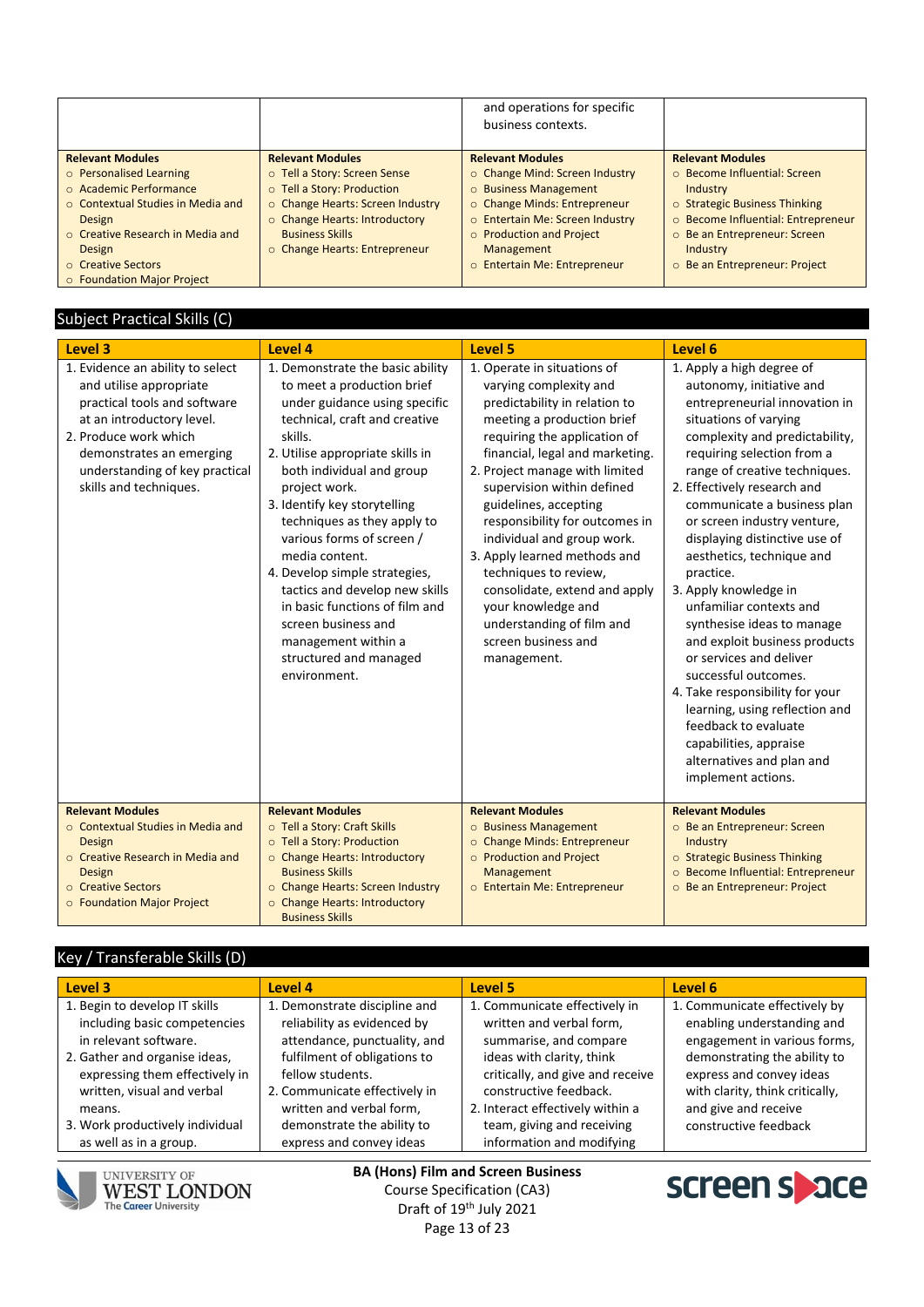| | | and operations for specific business contexts. | |
|---|---|---|---|
| **Relevant Modules**<br>○ Personalised Learning<br>○ Academic Performance<br>○ Contextual Studies in Media and Design<br>○ Creative Research in Media and Design<br>○ Creative Sectors<br>○ Foundation Major Project | **Relevant Modules**<br>○ Tell a Story: Screen Sense<br>○ Tell a Story: Production<br>○ Change Hearts: Screen Industry<br>○ Change Hearts: Introductory Business Skills<br>○ Change Hearts: Entrepreneur | **Relevant Modules**<br>○ Change Mind: Screen Industry<br>○ Business Management<br>○ Change Minds: Entrepreneur<br>○ Entertain Me: Screen Industry<br>○ Production and Project Management<br>○ Entertain Me: Entrepreneur | **Relevant Modules**<br>○ Become Influential: Screen Industry<br>○ Strategic Business Thinking<br>○ Become Influential: Entrepreneur<br>○ Be an Entrepreneur: Screen Industry<br>○ Be an Entrepreneur: Project |

## Subject Practical Skills (C)

| Level 3 | Level 4 | Level 5 | Level 6 |
|---|---|---|---|
| 1. Evidence an ability to select and utilise appropriate practical tools and software at an introductory level.<br>2. Produce work which demonstrates an emerging understanding of key practical skills and techniques. | 1. Demonstrate the basic ability to meet a production brief under guidance using specific technical, craft and creative skills.<br>2. Utilise appropriate skills in both individual and group project work.<br>3. Identify key storytelling techniques as they apply to various forms of screen / media content.<br>4. Develop simple strategies, tactics and develop new skills in basic functions of film and screen business and management within a structured and managed environment. | 1. Operate in situations of varying complexity and predictability in relation to meeting a production brief requiring the application of financial, legal and marketing.<br>2. Project manage with limited supervision within defined guidelines, accepting responsibility for outcomes in individual and group work.<br>3. Apply learned methods and techniques to review, consolidate, extend and apply your knowledge and understanding of film and screen business and management. | 1. Apply a high degree of autonomy, initiative and entrepreneurial innovation in situations of varying complexity and predictability, requiring selection from a range of creative techniques.<br>2. Effectively research and communicate a business plan or screen industry venture, displaying distinctive use of aesthetics, technique and practice.<br>3. Apply knowledge in unfamiliar contexts and synthesise ideas to manage and exploit business products or services and deliver successful outcomes.<br>4. Take responsibility for your learning, using reflection and feedback to evaluate capabilities, appraise alternatives and plan and implement actions. |
| **Relevant Modules**<br>○ Contextual Studies in Media and Design<br>○ Creative Research in Media and Design<br>○ Creative Sectors<br>○ Foundation Major Project | **Relevant Modules**<br>○ Tell a Story: Craft Skills<br>○ Tell a Story: Production<br>○ Change Hearts: Introductory Business Skills<br>○ Change Hearts: Screen Industry<br>○ Change Hearts: Introductory Business Skills | **Relevant Modules**<br>○ Business Management<br>○ Change Minds: Entrepreneur<br>○ Production and Project Management<br>○ Entertain Me: Entrepreneur | **Relevant Modules**<br>○ Be an Entrepreneur: Screen Industry<br>○ Strategic Business Thinking<br>○ Become Influential: Entrepreneur<br>○ Be an Entrepreneur: Project |

## Key / Transferable Skills (D)

| Level 3 | Level 4 | Level 5 | Level 6 |
|---|---|---|---|
| 1. Begin to develop IT skills including basic competencies in relevant software.<br>2. Gather and organise ideas, expressing them effectively in written, visual and verbal means.<br>3. Work productively individual as well as in a group. | 1. Demonstrate discipline and reliability as evidenced by attendance, punctuality, and fulfilment of obligations to fellow students.<br>2. Communicate effectively in written and verbal form, demonstrate the ability to express and convey ideas | 1. Communicate effectively in written and verbal form, summarise, and compare ideas with clarity, think critically, and give and receive constructive feedback.<br>2. Interact effectively within a team, giving and receiving information and modifying | 1. Communicate effectively by enabling understanding and engagement in various forms, demonstrating the ability to express and convey ideas with clarity, think critically, and give and receive constructive feedback |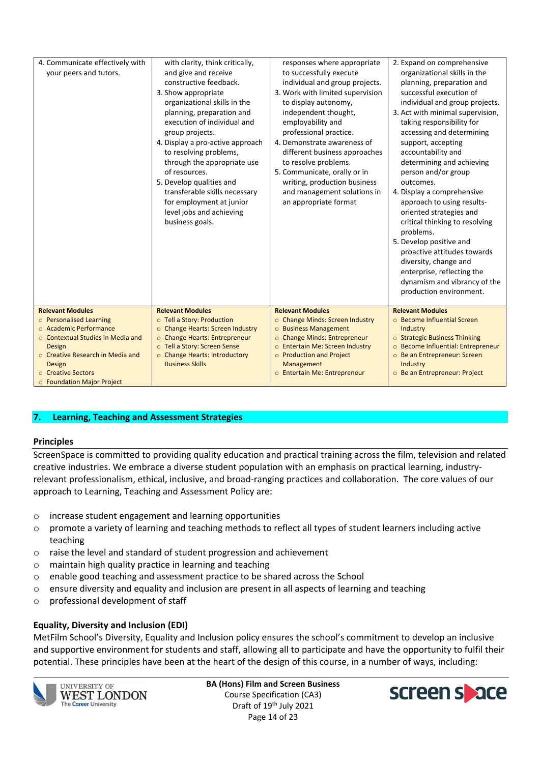| | | | |
|---|---|---|---|
| 4. Communicate effectively with your peers and tutors. | with clarity, think critically, and give and receive constructive feedback.<br>3. Show appropriate organizational skills in the planning, preparation and execution of individual and group projects.<br>4. Display a pro-active approach to resolving problems, through the appropriate use of resources.<br>5. Develop qualities and transferable skills necessary for employment at junior level jobs and achieving business goals. | responses where appropriate to successfully execute individual and group projects.<br>3. Work with limited supervision to display autonomy, independent thought, employability and professional practice.<br>4. Demonstrate awareness of different business approaches to resolve problems.<br>5. Communicate, orally or in writing, production business and management solutions in an appropriate format | 2. Expand on comprehensive organizational skills in the planning, preparation and successful execution of individual and group projects.<br>3. Act with minimal supervision, taking responsibility for accessing and determining support, accepting accountability and determining and achieving person and/or group outcomes.<br>4. Display a comprehensive approach to using results-oriented strategies and critical thinking to resolving problems.<br>5. Develop positive and proactive attitudes towards diversity, change and enterprise, reflecting the dynamism and vibrancy of the production environment. |
| **Relevant Modules**<br>○ Personalised Learning<br>○ Academic Performance<br>○ Contextual Studies in Media and Design<br>○ Creative Research in Media and Design<br>○ Creative Sectors<br>○ Foundation Major Project | **Relevant Modules**<br>○ Tell a Story: Production<br>○ Change Hearts: Screen Industry<br>○ Change Hearts: Entrepreneur<br>○ Tell a Story: Screen Sense<br>○ Change Hearts: Introductory Business Skills | **Relevant Modules**<br>○ Change Minds: Screen Industry<br>○ Business Management<br>○ Change Minds: Entrepreneur<br>○ Entertain Me: Screen Industry<br>○ Production and Project Management<br>○ Entertain Me: Entrepreneur | **Relevant Modules**<br>○ Become Influential Screen Industry<br>○ Strategic Business Thinking<br>○ Become Influential: Entrepreneur<br>○ Be an Entrepreneur: Screen Industry<br>○ Be an Entrepreneur: Project |

## 7. Learning, Teaching and Assessment Strategies

### Principles

ScreenSpace is committed to providing quality education and practical training across the film, television and related creative industries. We embrace a diverse student population with an emphasis on practical learning, industry-relevant professionalism, ethical, inclusive, and broad-ranging practices and collaboration. The core values of our approach to Learning, Teaching and Assessment Policy are:

- increase student engagement and learning opportunities
- promote a variety of learning and teaching methods to reflect all types of student learners including active teaching
- raise the level and standard of student progression and achievement
- maintain high quality practice in learning and teaching
- enable good teaching and assessment practice to be shared across the School
- ensure diversity and equality and inclusion are present in all aspects of learning and teaching
- professional development of staff

### Equality, Diversity and Inclusion (EDI)

MetFilm School's Diversity, Equality and Inclusion policy ensures the school's commitment to develop an inclusive and supportive environment for students and staff, allowing all to participate and have the opportunity to fulfil their potential. These principles have been at the heart of the design of this course, in a number of ways, including: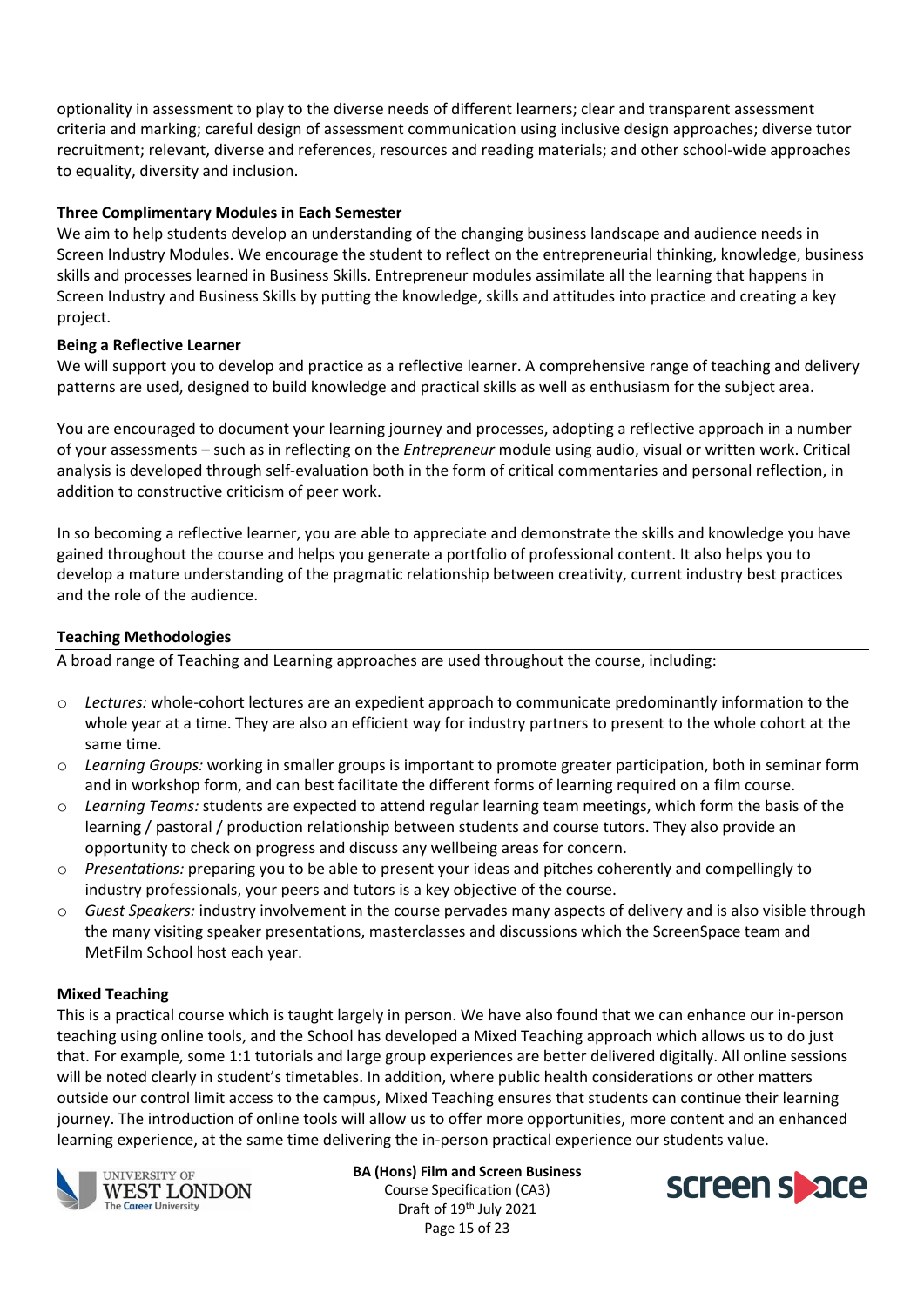optionality in assessment to play to the diverse needs of different learners; clear and transparent assessment criteria and marking; careful design of assessment communication using inclusive design approaches; diverse tutor recruitment; relevant, diverse and references, resources and reading materials; and other school-wide approaches to equality, diversity and inclusion.

**Three Complimentary Modules in Each Semester**

We aim to help students develop an understanding of the changing business landscape and audience needs in Screen Industry Modules. We encourage the student to reflect on the entrepreneurial thinking, knowledge, business skills and processes learned in Business Skills. Entrepreneur modules assimilate all the learning that happens in Screen Industry and Business Skills by putting the knowledge, skills and attitudes into practice and creating a key project.

**Being a Reflective Learner**

We will support you to develop and practice as a reflective learner. A comprehensive range of teaching and delivery patterns are used, designed to build knowledge and practical skills as well as enthusiasm for the subject area.

You are encouraged to document your learning journey and processes, adopting a reflective approach in a number of your assessments – such as in reflecting on the *Entrepreneur* module using audio, visual or written work. Critical analysis is developed through self-evaluation both in the form of critical commentaries and personal reflection, in addition to constructive criticism of peer work.

In so becoming a reflective learner, you are able to appreciate and demonstrate the skills and knowledge you have gained throughout the course and helps you generate a portfolio of professional content. It also helps you to develop a mature understanding of the pragmatic relationship between creativity, current industry best practices and the role of the audience.

**Teaching Methodologies**

A broad range of Teaching and Learning approaches are used throughout the course, including:

- *Lectures:* whole-cohort lectures are an expedient approach to communicate predominantly information to the whole year at a time. They are also an efficient way for industry partners to present to the whole cohort at the same time.
- *Learning Groups:* working in smaller groups is important to promote greater participation, both in seminar form and in workshop form, and can best facilitate the different forms of learning required on a film course.
- *Learning Teams:* students are expected to attend regular learning team meetings, which form the basis of the learning / pastoral / production relationship between students and course tutors. They also provide an opportunity to check on progress and discuss any wellbeing areas for concern.
- *Presentations:* preparing you to be able to present your ideas and pitches coherently and compellingly to industry professionals, your peers and tutors is a key objective of the course.
- *Guest Speakers:* industry involvement in the course pervades many aspects of delivery and is also visible through the many visiting speaker presentations, masterclasses and discussions which the ScreenSpace team and MetFilm School host each year.

**Mixed Teaching**

This is a practical course which is taught largely in person. We have also found that we can enhance our in-person teaching using online tools, and the School has developed a Mixed Teaching approach which allows us to do just that. For example, some 1:1 tutorials and large group experiences are better delivered digitally. All online sessions will be noted clearly in student's timetables. In addition, where public health considerations or other matters outside our control limit access to the campus, Mixed Teaching ensures that students can continue their learning journey. The introduction of online tools will allow us to offer more opportunities, more content and an enhanced learning experience, at the same time delivering the in-person practical experience our students value.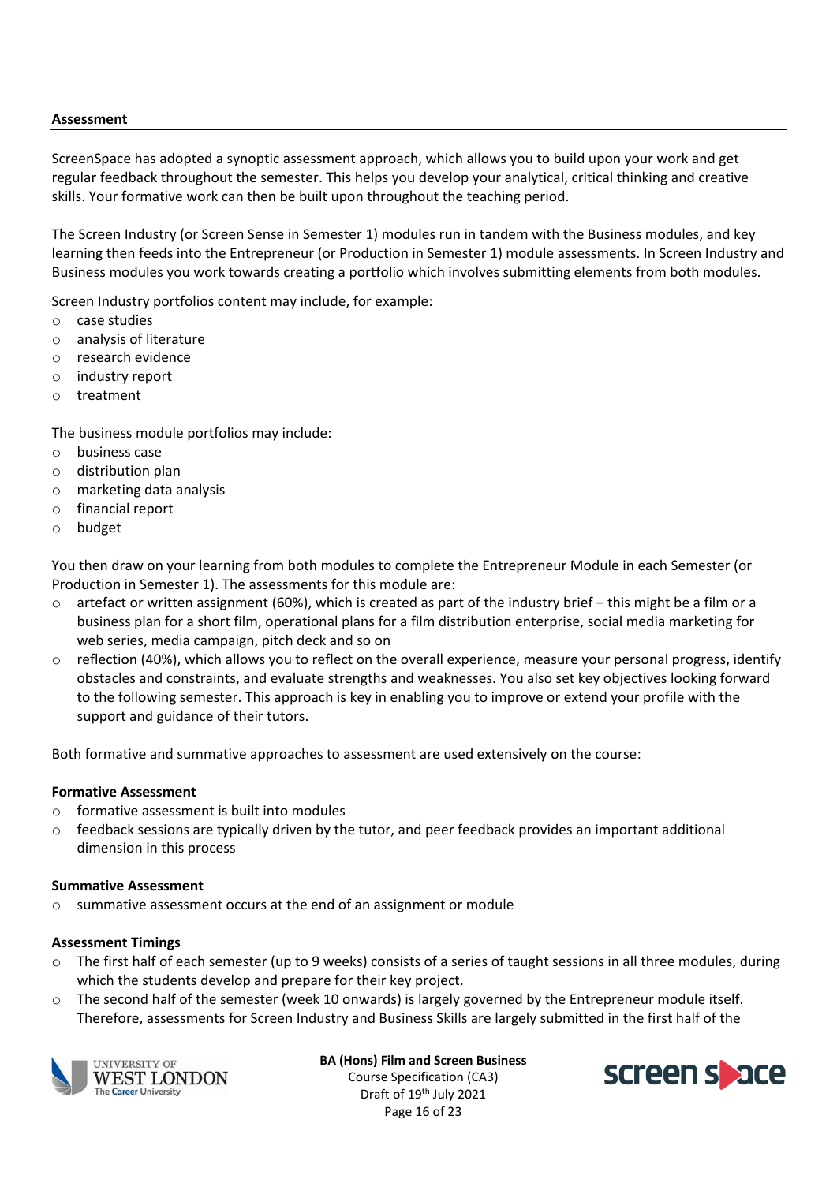## Assessment

ScreenSpace has adopted a synoptic assessment approach, which allows you to build upon your work and get regular feedback throughout the semester. This helps you develop your analytical, critical thinking and creative skills. Your formative work can then be built upon throughout the teaching period.

The Screen Industry (or Screen Sense in Semester 1) modules run in tandem with the Business modules, and key learning then feeds into the Entrepreneur (or Production in Semester 1) module assessments. In Screen Industry and Business modules you work towards creating a portfolio which involves submitting elements from both modules.

Screen Industry portfolios content may include, for example:

- case studies
- analysis of literature
- research evidence
- industry report
- treatment

The business module portfolios may include:

- business case
- distribution plan
- marketing data analysis
- financial report
- budget

You then draw on your learning from both modules to complete the Entrepreneur Module in each Semester (or Production in Semester 1). The assessments for this module are:

- artefact or written assignment (60%), which is created as part of the industry brief – this might be a film or a business plan for a short film, operational plans for a film distribution enterprise, social media marketing for web series, media campaign, pitch deck and so on
- reflection (40%), which allows you to reflect on the overall experience, measure your personal progress, identify obstacles and constraints, and evaluate strengths and weaknesses. You also set key objectives looking forward to the following semester. This approach is key in enabling you to improve or extend your profile with the support and guidance of their tutors.

Both formative and summative approaches to assessment are used extensively on the course:

### Formative Assessment

- formative assessment is built into modules
- feedback sessions are typically driven by the tutor, and peer feedback provides an important additional dimension in this process

### Summative Assessment

- summative assessment occurs at the end of an assignment or module

### Assessment Timings

- The first half of each semester (up to 9 weeks) consists of a series of taught sessions in all three modules, during which the students develop and prepare for their key project.
- The second half of the semester (week 10 onwards) is largely governed by the Entrepreneur module itself. Therefore, assessments for Screen Industry and Business Skills are largely submitted in the first half of the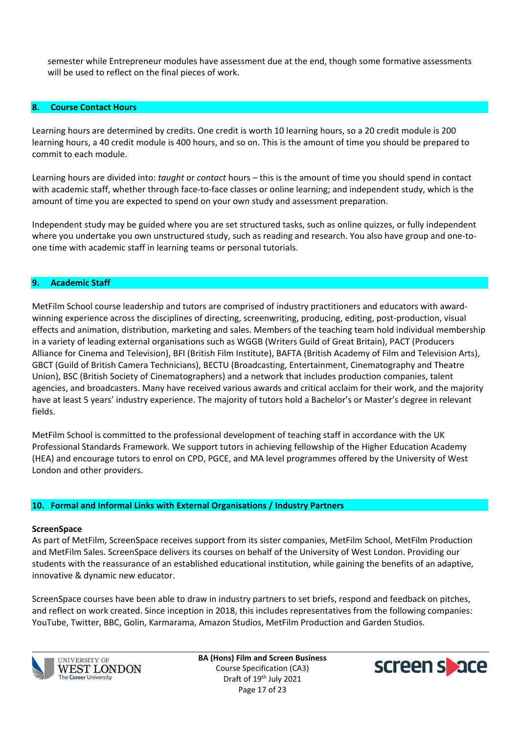semester while Entrepreneur modules have assessment due at the end, though some formative assessments will be used to reflect on the final pieces of work.

## 8. Course Contact Hours

Learning hours are determined by credits. One credit is worth 10 learning hours, so a 20 credit module is 200 learning hours, a 40 credit module is 400 hours, and so on. This is the amount of time you should be prepared to commit to each module.

Learning hours are divided into: *taught* or *contact* hours – this is the amount of time you should spend in contact with academic staff, whether through face-to-face classes or online learning; and independent study, which is the amount of time you are expected to spend on your own study and assessment preparation.

Independent study may be guided where you are set structured tasks, such as online quizzes, or fully independent where you undertake you own unstructured study, such as reading and research. You also have group and one-to-one time with academic staff in learning teams or personal tutorials.

## 9. Academic Staff

MetFilm School course leadership and tutors are comprised of industry practitioners and educators with award-winning experience across the disciplines of directing, screenwriting, producing, editing, post-production, visual effects and animation, distribution, marketing and sales. Members of the teaching team hold individual membership in a variety of leading external organisations such as WGGB (Writers Guild of Great Britain), PACT (Producers Alliance for Cinema and Television), BFI (British Film Institute), BAFTA (British Academy of Film and Television Arts), GBCT (Guild of British Camera Technicians), BECTU (Broadcasting, Entertainment, Cinematography and Theatre Union), BSC (British Society of Cinematographers) and a network that includes production companies, talent agencies, and broadcasters. Many have received various awards and critical acclaim for their work, and the majority have at least 5 years' industry experience. The majority of tutors hold a Bachelor's or Master's degree in relevant fields.

MetFilm School is committed to the professional development of teaching staff in accordance with the UK Professional Standards Framework. We support tutors in achieving fellowship of the Higher Education Academy (HEA) and encourage tutors to enrol on CPD, PGCE, and MA level programmes offered by the University of West London and other providers.

## 10. Formal and Informal Links with External Organisations / Industry Partners

**ScreenSpace**

As part of MetFilm, ScreenSpace receives support from its sister companies, MetFilm School, MetFilm Production and MetFilm Sales. ScreenSpace delivers its courses on behalf of the University of West London. Providing our students with the reassurance of an established educational institution, while gaining the benefits of an adaptive, innovative & dynamic new educator.

ScreenSpace courses have been able to draw in industry partners to set briefs, respond and feedback on pitches, and reflect on work created. Since inception in 2018, this includes representatives from the following companies: YouTube, Twitter, BBC, Golin, Karmarama, Amazon Studios, MetFilm Production and Garden Studios.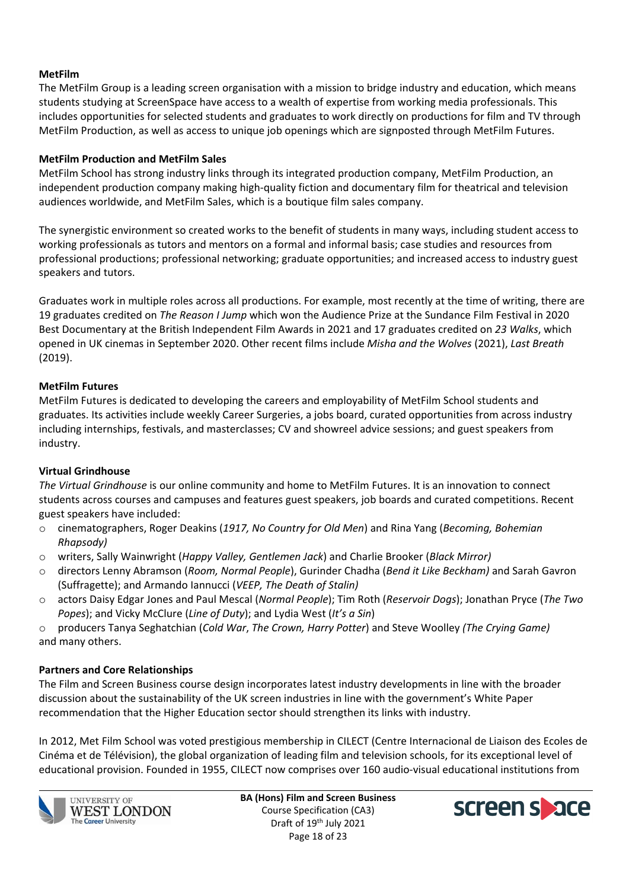**MetFilm**

The MetFilm Group is a leading screen organisation with a mission to bridge industry and education, which means students studying at ScreenSpace have access to a wealth of expertise from working media professionals. This includes opportunities for selected students and graduates to work directly on productions for film and TV through MetFilm Production, as well as access to unique job openings which are signposted through MetFilm Futures.

**MetFilm Production and MetFilm Sales**

MetFilm School has strong industry links through its integrated production company, MetFilm Production, an independent production company making high-quality fiction and documentary film for theatrical and television audiences worldwide, and MetFilm Sales, which is a boutique film sales company.

The synergistic environment so created works to the benefit of students in many ways, including student access to working professionals as tutors and mentors on a formal and informal basis; case studies and resources from professional productions; professional networking; graduate opportunities; and increased access to industry guest speakers and tutors.

Graduates work in multiple roles across all productions. For example, most recently at the time of writing, there are 19 graduates credited on *The Reason I Jump* which won the Audience Prize at the Sundance Film Festival in 2020 Best Documentary at the British Independent Film Awards in 2021 and 17 graduates credited on *23 Walks*, which opened in UK cinemas in September 2020. Other recent films include *Misha and the Wolves* (2021), *Last Breath* (2019).

**MetFilm Futures**

MetFilm Futures is dedicated to developing the careers and employability of MetFilm School students and graduates. Its activities include weekly Career Surgeries, a jobs board, curated opportunities from across industry including internships, festivals, and masterclasses; CV and showreel advice sessions; and guest speakers from industry.

**Virtual Grindhouse**

*The Virtual Grindhouse* is our online community and home to MetFilm Futures. It is an innovation to connect students across courses and campuses and features guest speakers, job boards and curated competitions. Recent guest speakers have included:

- cinematographers, Roger Deakins (*1917, No Country for Old Men*) and Rina Yang (*Becoming, Bohemian Rhapsody)*
- writers, Sally Wainwright (*Happy Valley, Gentlemen Jack*) and Charlie Brooker (*Black Mirror)*
- directors Lenny Abramson (*Room, Normal People*), Gurinder Chadha (*Bend it Like Beckham)* and Sarah Gavron (Suffragette); and Armando Iannucci (*VEEP, The Death of Stalin)*
- actors Daisy Edgar Jones and Paul Mescal (*Normal People*); Tim Roth (*Reservoir Dogs*); Jonathan Pryce (*The Two Popes*); and Vicky McClure (*Line of Duty*); and Lydia West (*It's a Sin*)
- producers Tanya Seghatchian (*Cold War*, *The Crown, Harry Potter*) and Steve Woolley *(The Crying Game)*

and many others.

**Partners and Core Relationships**

The Film and Screen Business course design incorporates latest industry developments in line with the broader discussion about the sustainability of the UK screen industries in line with the government's White Paper recommendation that the Higher Education sector should strengthen its links with industry.

In 2012, Met Film School was voted prestigious membership in CILECT (Centre Internacional de Liaison des Ecoles de Cinéma et de Télévision), the global organization of leading film and television schools, for its exceptional level of educational provision. Founded in 1955, CILECT now comprises over 160 audio-visual educational institutions from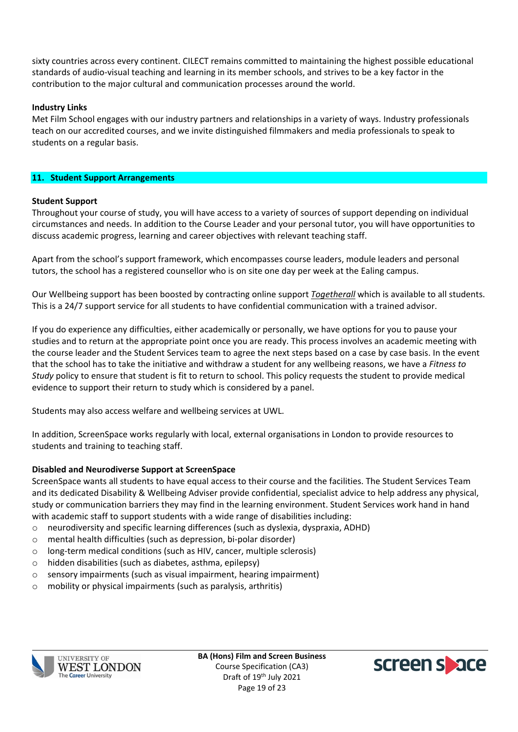sixty countries across every continent. CILECT remains committed to maintaining the highest possible educational standards of audio-visual teaching and learning in its member schools, and strives to be a key factor in the contribution to the major cultural and communication processes around the world.

**Industry Links**

Met Film School engages with our industry partners and relationships in a variety of ways. Industry professionals teach on our accredited courses, and we invite distinguished filmmakers and media professionals to speak to students on a regular basis.

## 11. Student Support Arrangements

**Student Support**

Throughout your course of study, you will have access to a variety of sources of support depending on individual circumstances and needs. In addition to the Course Leader and your personal tutor, you will have opportunities to discuss academic progress, learning and career objectives with relevant teaching staff.

Apart from the school's support framework, which encompasses course leaders, module leaders and personal tutors, the school has a registered counsellor who is on site one day per week at the Ealing campus.

Our Wellbeing support has been boosted by contracting online support *Togetherall* which is available to all students. This is a 24/7 support service for all students to have confidential communication with a trained advisor.

If you do experience any difficulties, either academically or personally, we have options for you to pause your studies and to return at the appropriate point once you are ready. This process involves an academic meeting with the course leader and the Student Services team to agree the next steps based on a case by case basis. In the event that the school has to take the initiative and withdraw a student for any wellbeing reasons, we have a *Fitness to Study* policy to ensure that student is fit to return to school. This policy requests the student to provide medical evidence to support their return to study which is considered by a panel.

Students may also access welfare and wellbeing services at UWL.

In addition, ScreenSpace works regularly with local, external organisations in London to provide resources to students and training to teaching staff.

**Disabled and Neurodiverse Support at ScreenSpace**

ScreenSpace wants all students to have equal access to their course and the facilities. The Student Services Team and its dedicated Disability & Wellbeing Adviser provide confidential, specialist advice to help address any physical, study or communication barriers they may find in the learning environment. Student Services work hand in hand with academic staff to support students with a wide range of disabilities including:

- neurodiversity and specific learning differences (such as dyslexia, dyspraxia, ADHD)
- mental health difficulties (such as depression, bi-polar disorder)
- long-term medical conditions (such as HIV, cancer, multiple sclerosis)
- hidden disabilities (such as diabetes, asthma, epilepsy)
- sensory impairments (such as visual impairment, hearing impairment)
- mobility or physical impairments (such as paralysis, arthritis)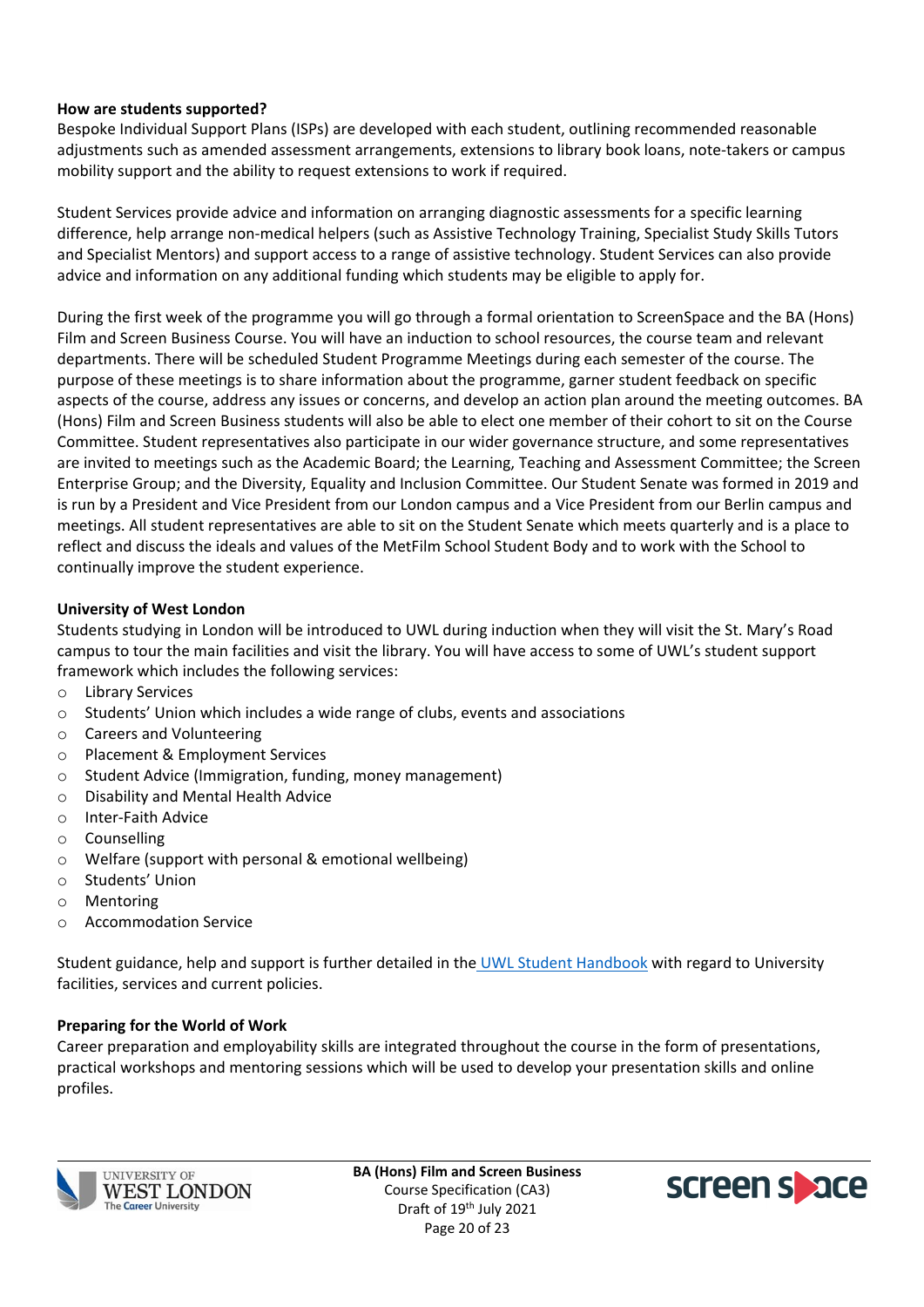**How are students supported?**

Bespoke Individual Support Plans (ISPs) are developed with each student, outlining recommended reasonable adjustments such as amended assessment arrangements, extensions to library book loans, note-takers or campus mobility support and the ability to request extensions to work if required.

Student Services provide advice and information on arranging diagnostic assessments for a specific learning difference, help arrange non-medical helpers (such as Assistive Technology Training, Specialist Study Skills Tutors and Specialist Mentors) and support access to a range of assistive technology. Student Services can also provide advice and information on any additional funding which students may be eligible to apply for.

During the first week of the programme you will go through a formal orientation to ScreenSpace and the BA (Hons) Film and Screen Business Course. You will have an induction to school resources, the course team and relevant departments. There will be scheduled Student Programme Meetings during each semester of the course. The purpose of these meetings is to share information about the programme, garner student feedback on specific aspects of the course, address any issues or concerns, and develop an action plan around the meeting outcomes. BA (Hons) Film and Screen Business students will also be able to elect one member of their cohort to sit on the Course Committee. Student representatives also participate in our wider governance structure, and some representatives are invited to meetings such as the Academic Board; the Learning, Teaching and Assessment Committee; the Screen Enterprise Group; and the Diversity, Equality and Inclusion Committee. Our Student Senate was formed in 2019 and is run by a President and Vice President from our London campus and a Vice President from our Berlin campus and meetings. All student representatives are able to sit on the Student Senate which meets quarterly and is a place to reflect and discuss the ideals and values of the MetFilm School Student Body and to work with the School to continually improve the student experience.

**University of West London**

Students studying in London will be introduced to UWL during induction when they will visit the St. Mary's Road campus to tour the main facilities and visit the library. You will have access to some of UWL's student support framework which includes the following services:

- Library Services
- Students' Union which includes a wide range of clubs, events and associations
- Careers and Volunteering
- Placement & Employment Services
- Student Advice (Immigration, funding, money management)
- Disability and Mental Health Advice
- Inter-Faith Advice
- Counselling
- Welfare (support with personal & emotional wellbeing)
- Students' Union
- Mentoring
- Accommodation Service

Student guidance, help and support is further detailed in the UWL Student Handbook with regard to University facilities, services and current policies.

**Preparing for the World of Work**

Career preparation and employability skills are integrated throughout the course in the form of presentations, practical workshops and mentoring sessions which will be used to develop your presentation skills and online profiles.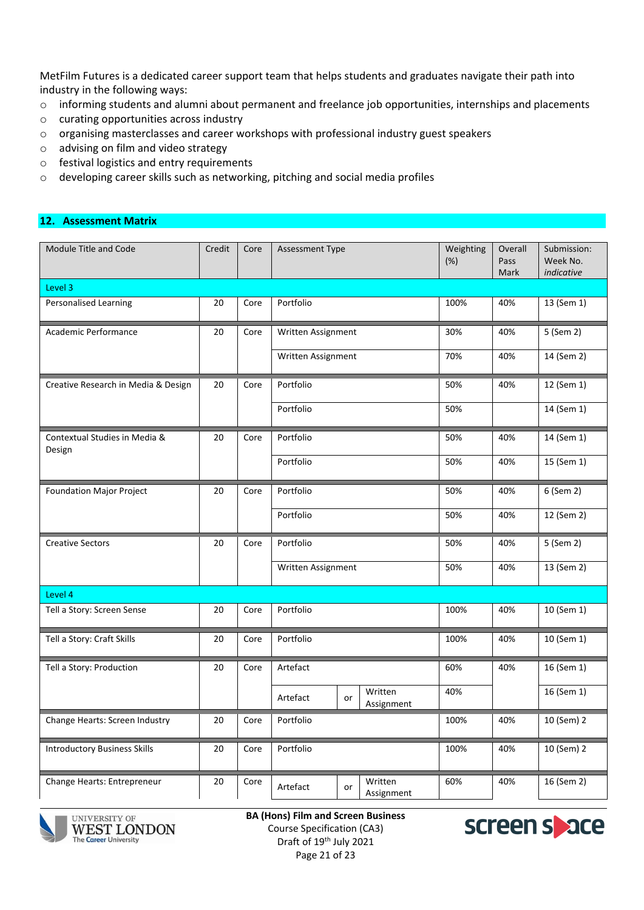MetFilm Futures is a dedicated career support team that helps students and graduates navigate their path into industry in the following ways:

- informing students and alumni about permanent and freelance job opportunities, internships and placements
- curating opportunities across industry
- organising masterclasses and career workshops with professional industry guest speakers
- advising on film and video strategy
- festival logistics and entry requirements
- developing career skills such as networking, pitching and social media profiles

## 12. Assessment Matrix

| Module Title and Code | Credit | Core | Assessment Type | Weighting (%) | Overall Pass Mark | Submission: Week No. *indicative* |
|---|---|---|---|---|---|---|
| **Level 3** | | | | | | |
| Personalised Learning | 20 | Core | Portfolio | 100% | 40% | 13 (Sem 1) |
| Academic Performance | 20 | Core | Written Assignment | 30% | 40% | 5 (Sem 2) |
| | | | Written Assignment | 70% | 40% | 14 (Sem 2) |
| Creative Research in Media & Design | 20 | Core | Portfolio | 50% | 40% | 12 (Sem 1) |
| | | | Portfolio | 50% | | 14 (Sem 1) |
| Contextual Studies in Media & Design | 20 | Core | Portfolio | 50% | 40% | 14 (Sem 1) |
| | | | Portfolio | 50% | 40% | 15 (Sem 1) |
| Foundation Major Project | 20 | Core | Portfolio | 50% | 40% | 6 (Sem 2) |
| | | | Portfolio | 50% | 40% | 12 (Sem 2) |
| Creative Sectors | 20 | Core | Portfolio | 50% | 40% | 5 (Sem 2) |
| | | | Written Assignment | 50% | 40% | 13 (Sem 2) |
| **Level 4** | | | | | | |
| Tell a Story: Screen Sense | 20 | Core | Portfolio | 100% | 40% | 10 (Sem 1) |
| Tell a Story: Craft Skills | 20 | Core | Portfolio | 100% | 40% | 10 (Sem 1) |
| Tell a Story: Production | 20 | Core | Artefact | 60% | 40% | 16 (Sem 1) |
| | | | Artefact or Written Assignment | 40% | | 16 (Sem 1) |
| Change Hearts: Screen Industry | 20 | Core | Portfolio | 100% | 40% | 10 (Sem) 2 |
| Introductory Business Skills | 20 | Core | Portfolio | 100% | 40% | 10 (Sem) 2 |
| Change Hearts: Entrepreneur | 20 | Core | Artefact or Written Assignment | 60% | 40% | 16 (Sem 2) |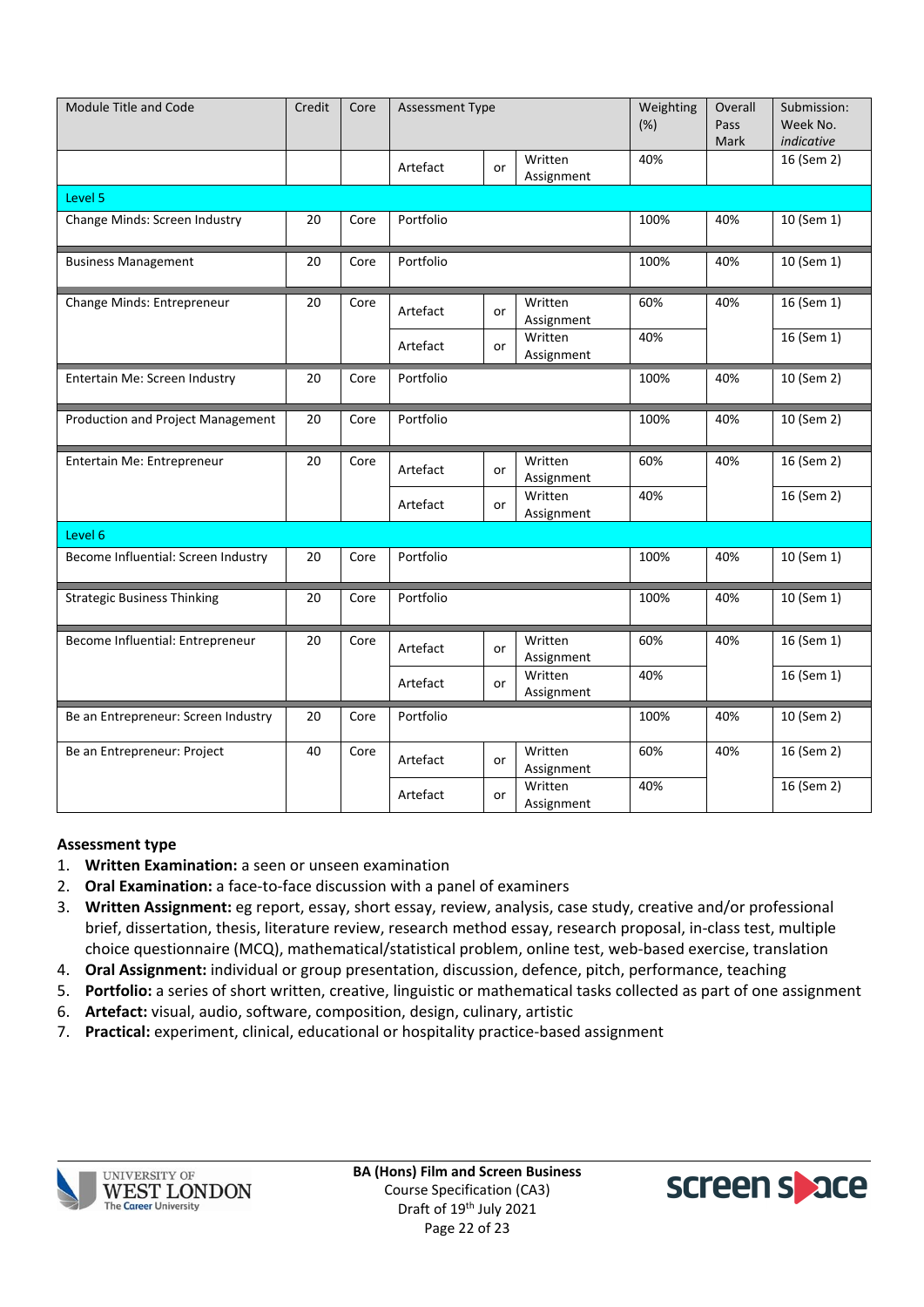| Module Title and Code | Credit | Core | Assessment Type | | | Weighting (%) | Overall Pass Mark | Submission: Week No. *indicative* |
|---|---|---|---|---|---|---|---|---|
| | | | Artefact | or | Written Assignment | 40% | | 16 (Sem 2) |
| Level 5 | | | | | | | | |
| Change Minds: Screen Industry | 20 | Core | Portfolio | | | 100% | 40% | 10 (Sem 1) |
| Business Management | 20 | Core | Portfolio | | | 100% | 40% | 10 (Sem 1) |
| Change Minds: Entrepreneur | 20 | Core | Artefact | or | Written Assignment | 60% | 40% | 16 (Sem 1) |
| | | | Artefact | or | Written Assignment | 40% | | 16 (Sem 1) |
| Entertain Me: Screen Industry | 20 | Core | Portfolio | | | 100% | 40% | 10 (Sem 2) |
| Production and Project Management | 20 | Core | Portfolio | | | 100% | 40% | 10 (Sem 2) |
| Entertain Me: Entrepreneur | 20 | Core | Artefact | or | Written Assignment | 60% | 40% | 16 (Sem 2) |
| | | | Artefact | or | Written Assignment | 40% | | 16 (Sem 2) |
| Level 6 | | | | | | | | |
| Become Influential: Screen Industry | 20 | Core | Portfolio | | | 100% | 40% | 10 (Sem 1) |
| Strategic Business Thinking | 20 | Core | Portfolio | | | 100% | 40% | 10 (Sem 1) |
| Become Influential: Entrepreneur | 20 | Core | Artefact | or | Written Assignment | 60% | 40% | 16 (Sem 1) |
| | | | Artefact | or | Written Assignment | 40% | | 16 (Sem 1) |
| Be an Entrepreneur: Screen Industry | 20 | Core | Portfolio | | | 100% | 40% | 10 (Sem 2) |
| Be an Entrepreneur: Project | 40 | Core | Artefact | or | Written Assignment | 60% | 40% | 16 (Sem 2) |
| | | | Artefact | or | Written Assignment | 40% | | 16 (Sem 2) |

**Assessment type**

1. **Written Examination:** a seen or unseen examination
2. **Oral Examination:** a face-to-face discussion with a panel of examiners
3. **Written Assignment:** eg report, essay, short essay, review, analysis, case study, creative and/or professional brief, dissertation, thesis, literature review, research method essay, research proposal, in-class test, multiple choice questionnaire (MCQ), mathematical/statistical problem, online test, web-based exercise, translation
4. **Oral Assignment:** individual or group presentation, discussion, defence, pitch, performance, teaching
5. **Portfolio:** a series of short written, creative, linguistic or mathematical tasks collected as part of one assignment
6. **Artefact:** visual, audio, software, composition, design, culinary, artistic
7. **Practical:** experiment, clinical, educational or hospitality practice-based assignment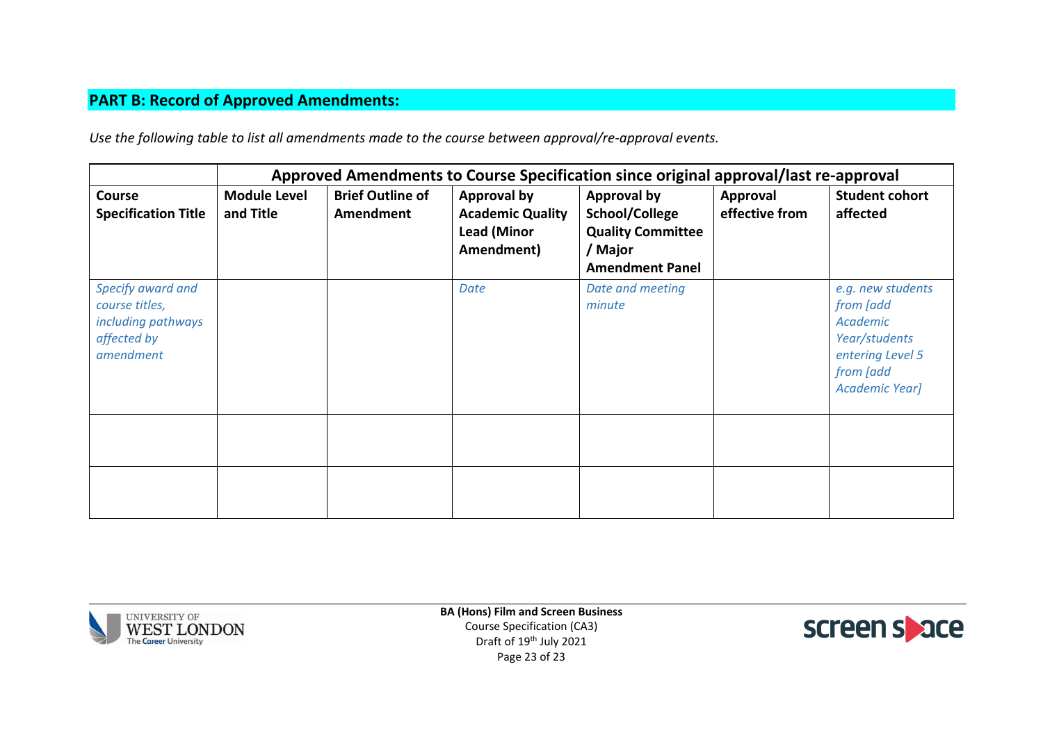## PART B: Record of Approved Amendments:

*Use the following table to list all amendments made to the course between approval/re-approval events.*

| | Approved Amendments to Course Specification since original approval/last re-approval | | | | | |
|---|---|---|---|---|---|---|
| **Course Specification Title** | **Module Level and Title** | **Brief Outline of Amendment** | **Approval by Academic Quality Lead (Minor Amendment)** | **Approval by School/College Quality Committee / Major Amendment Panel** | **Approval effective from** | **Student cohort affected** |
| *Specify award and course titles, including pathways affected by amendment* | | | *Date* | *Date and meeting minute* | | *e.g. new students from [add Academic Year/students entering Level 5 from [add Academic Year]* |
| | | | | | | |
| | | | | | | |